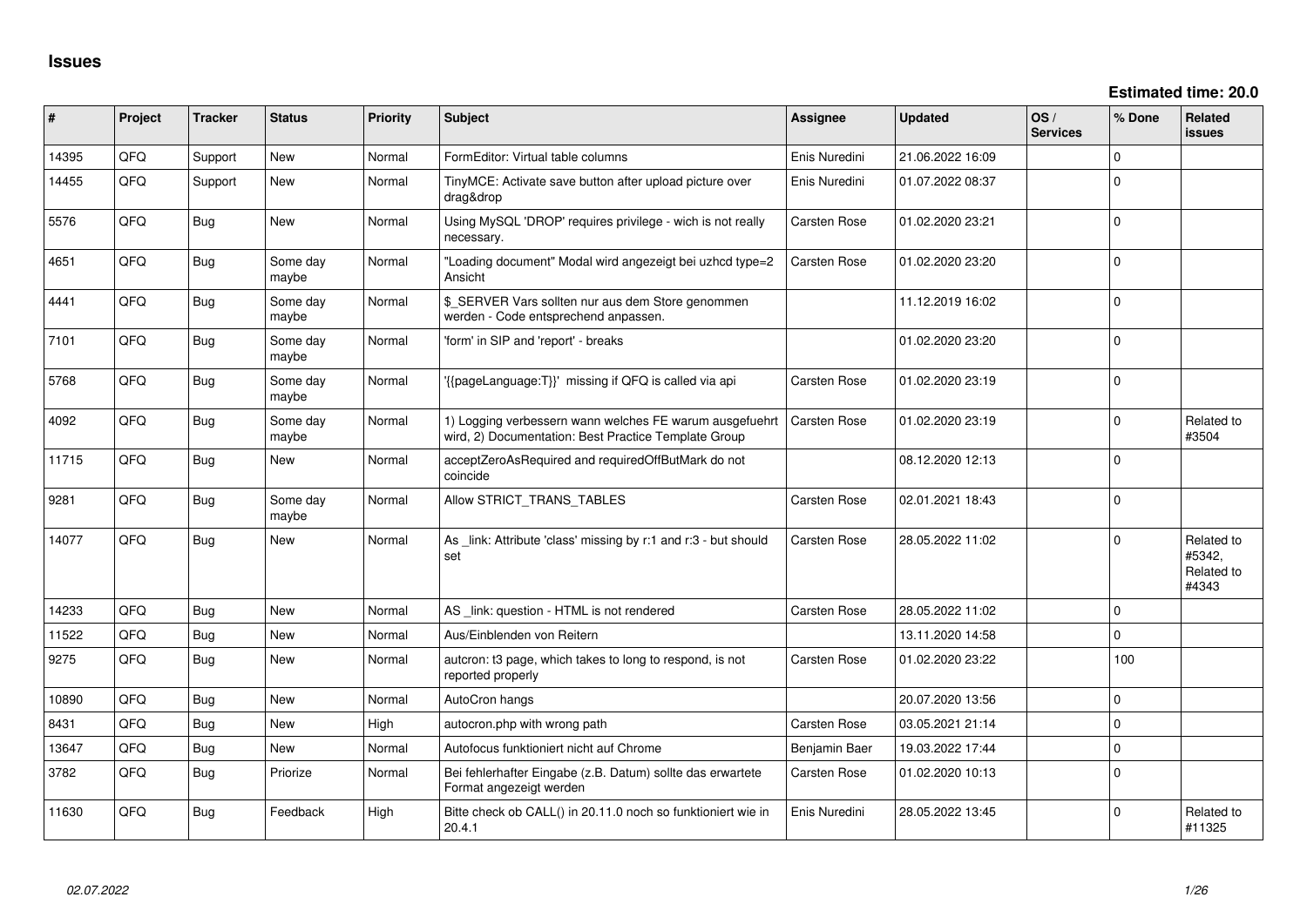# Issues

**Estimated time: 20.0**

| # | Project | Tracker | Status | Priority | Subject | Assignee | Updated | OS / Services | % Done | Related issues |
|---|---|---|---|---|---|---|---|---|---|---|
| 14395 | QFQ | Support | New | Normal | FormEditor: Virtual table columns | Enis Nuredini | 21.06.2022 16:09 | | 0 | |
| 14455 | QFQ | Support | New | Normal | TinyMCE: Activate save button after upload picture over drag&drop | Enis Nuredini | 01.07.2022 08:37 | | 0 | |
| 5576 | QFQ | Bug | New | Normal | Using MySQL 'DROP' requires privilege - wich is not really necessary. | Carsten Rose | 01.02.2020 23:21 | | 0 | |
| 4651 | QFQ | Bug | Some day maybe | Normal | "Loading document" Modal wird angezeigt bei uzhcd type=2 Ansicht | Carsten Rose | 01.02.2020 23:20 | | 0 | |
| 4441 | QFQ | Bug | Some day maybe | Normal | $_SERVER Vars sollten nur aus dem Store genommen werden - Code entsprechend anpassen. | | 11.12.2019 16:02 | | 0 | |
| 7101 | QFQ | Bug | Some day maybe | Normal | 'form' in SIP and 'report' - breaks | | 01.02.2020 23:20 | | 0 | |
| 5768 | QFQ | Bug | Some day maybe | Normal | '{{pageLanguage:T}}' missing if QFQ is called via api | Carsten Rose | 01.02.2020 23:19 | | 0 | |
| 4092 | QFQ | Bug | Some day maybe | Normal | 1) Logging verbessern wann welches FE warum ausgefuehrt wird, 2) Documentation: Best Practice Template Group | Carsten Rose | 01.02.2020 23:19 | | 0 | Related to #3504 |
| 11715 | QFQ | Bug | New | Normal | acceptZeroAsRequired and requiredOffButMark do not coincide | | 08.12.2020 12:13 | | 0 | |
| 9281 | QFQ | Bug | Some day maybe | Normal | Allow STRICT_TRANS_TABLES | Carsten Rose | 02.01.2021 18:43 | | 0 | |
| 14077 | QFQ | Bug | New | Normal | As _link: Attribute 'class' missing by r:1 and r:3 - but should set | Carsten Rose | 28.05.2022 11:02 | | 0 | Related to #5342, Related to #4343 |
| 14233 | QFQ | Bug | New | Normal | AS _link: question - HTML is not rendered | Carsten Rose | 28.05.2022 11:02 | | 0 | |
| 11522 | QFQ | Bug | New | Normal | Aus/Einblenden von Reitern | | 13.11.2020 14:58 | | 0 | |
| 9275 | QFQ | Bug | New | Normal | autcron: t3 page, which takes to long to respond, is not reported properly | Carsten Rose | 01.02.2020 23:22 | | 100 | |
| 10890 | QFQ | Bug | New | Normal | AutoCron hangs | | 20.07.2020 13:56 | | 0 | |
| 8431 | QFQ | Bug | New | High | autocron.php with wrong path | Carsten Rose | 03.05.2021 21:14 | | 0 | |
| 13647 | QFQ | Bug | New | Normal | Autofocus funktioniert nicht auf Chrome | Benjamin Baer | 19.03.2022 17:44 | | 0 | |
| 3782 | QFQ | Bug | Priorize | Normal | Bei fehlerhafter Eingabe (z.B. Datum) sollte das erwartete Format angezeigt werden | Carsten Rose | 01.02.2020 10:13 | | 0 | |
| 11630 | QFQ | Bug | Feedback | High | Bitte check ob CALL() in 20.11.0 noch so funktioniert wie in 20.4.1 | Enis Nuredini | 28.05.2022 13:45 | | 0 | Related to #11325 |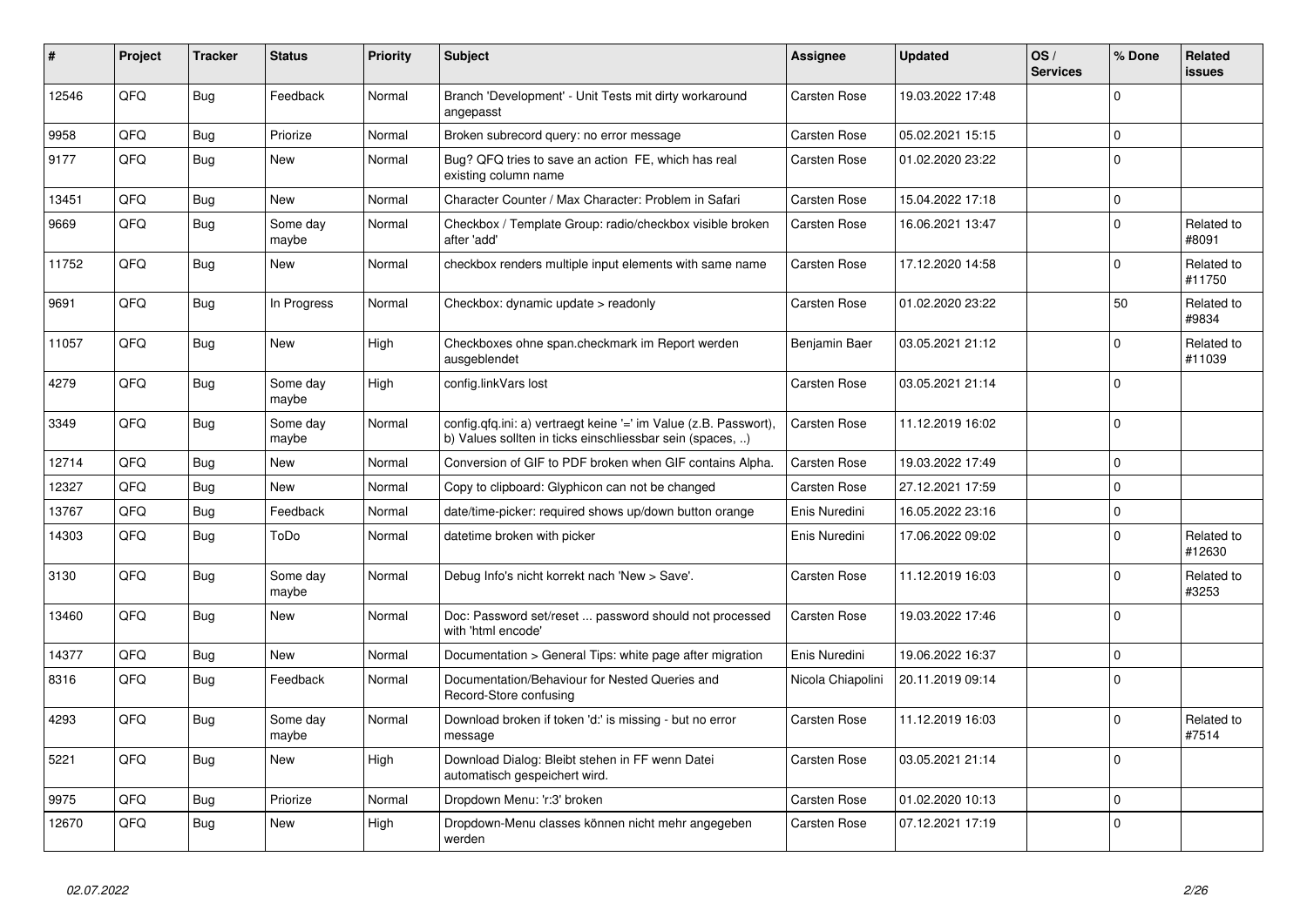| # | Project | Tracker | Status | Priority | Subject | Assignee | Updated | OS / Services | % Done | Related issues |
|---|---|---|---|---|---|---|---|---|---|---|
| 12546 | QFQ | Bug | Feedback | Normal | Branch 'Development' - Unit Tests mit dirty workaround angepasst | Carsten Rose | 19.03.2022 17:48 | | 0 | |
| 9958 | QFQ | Bug | Priorize | Normal | Broken subrecord query: no error message | Carsten Rose | 05.02.2021 15:15 | | 0 | |
| 9177 | QFQ | Bug | New | Normal | Bug? QFQ tries to save an action FE, which has real existing column name | Carsten Rose | 01.02.2020 23:22 | | 0 | |
| 13451 | QFQ | Bug | New | Normal | Character Counter / Max Character: Problem in Safari | Carsten Rose | 15.04.2022 17:18 | | 0 | |
| 9669 | QFQ | Bug | Some day maybe | Normal | Checkbox / Template Group: radio/checkbox visible broken after 'add' | Carsten Rose | 16.06.2021 13:47 | | 0 | Related to #8091 |
| 11752 | QFQ | Bug | New | Normal | checkbox renders multiple input elements with same name | Carsten Rose | 17.12.2020 14:58 | | 0 | Related to #11750 |
| 9691 | QFQ | Bug | In Progress | Normal | Checkbox: dynamic update > readonly | Carsten Rose | 01.02.2020 23:22 | | 50 | Related to #9834 |
| 11057 | QFQ | Bug | New | High | Checkboxes ohne span.checkmark im Report werden ausgeblendet | Benjamin Baer | 03.05.2021 21:12 | | 0 | Related to #11039 |
| 4279 | QFQ | Bug | Some day maybe | High | config.linkVars lost | Carsten Rose | 03.05.2021 21:14 | | 0 | |
| 3349 | QFQ | Bug | Some day maybe | Normal | config.qfq.ini: a) vertraegt keine '=' im Value (z.B. Passwort), b) Values sollten in ticks einschliessbar sein (spaces, ..) | Carsten Rose | 11.12.2019 16:02 | | 0 | |
| 12714 | QFQ | Bug | New | Normal | Conversion of GIF to PDF broken when GIF contains Alpha. | Carsten Rose | 19.03.2022 17:49 | | 0 | |
| 12327 | QFQ | Bug | New | Normal | Copy to clipboard: Glyphicon can not be changed | Carsten Rose | 27.12.2021 17:59 | | 0 | |
| 13767 | QFQ | Bug | Feedback | Normal | date/time-picker: required shows up/down button orange | Enis Nuredini | 16.05.2022 23:16 | | 0 | |
| 14303 | QFQ | Bug | ToDo | Normal | datetime broken with picker | Enis Nuredini | 17.06.2022 09:02 | | 0 | Related to #12630 |
| 3130 | QFQ | Bug | Some day maybe | Normal | Debug Info's nicht korrekt nach 'New > Save'. | Carsten Rose | 11.12.2019 16:03 | | 0 | Related to #3253 |
| 13460 | QFQ | Bug | New | Normal | Doc: Password set/reset ... password should not processed with 'html encode' | Carsten Rose | 19.03.2022 17:46 | | 0 | |
| 14377 | QFQ | Bug | New | Normal | Documentation > General Tips: white page after migration | Enis Nuredini | 19.06.2022 16:37 | | 0 | |
| 8316 | QFQ | Bug | Feedback | Normal | Documentation/Behaviour for Nested Queries and Record-Store confusing | Nicola Chiapolini | 20.11.2019 09:14 | | 0 | |
| 4293 | QFQ | Bug | Some day maybe | Normal | Download broken if token 'd:' is missing - but no error message | Carsten Rose | 11.12.2019 16:03 | | 0 | Related to #7514 |
| 5221 | QFQ | Bug | New | High | Download Dialog: Bleibt stehen in FF wenn Datei automatisch gespeichert wird. | Carsten Rose | 03.05.2021 21:14 | | 0 | |
| 9975 | QFQ | Bug | Priorize | Normal | Dropdown Menu: 'r:3' broken | Carsten Rose | 01.02.2020 10:13 | | 0 | |
| 12670 | QFQ | Bug | New | High | Dropdown-Menu classes können nicht mehr angegeben werden | Carsten Rose | 07.12.2021 17:19 | | 0 | |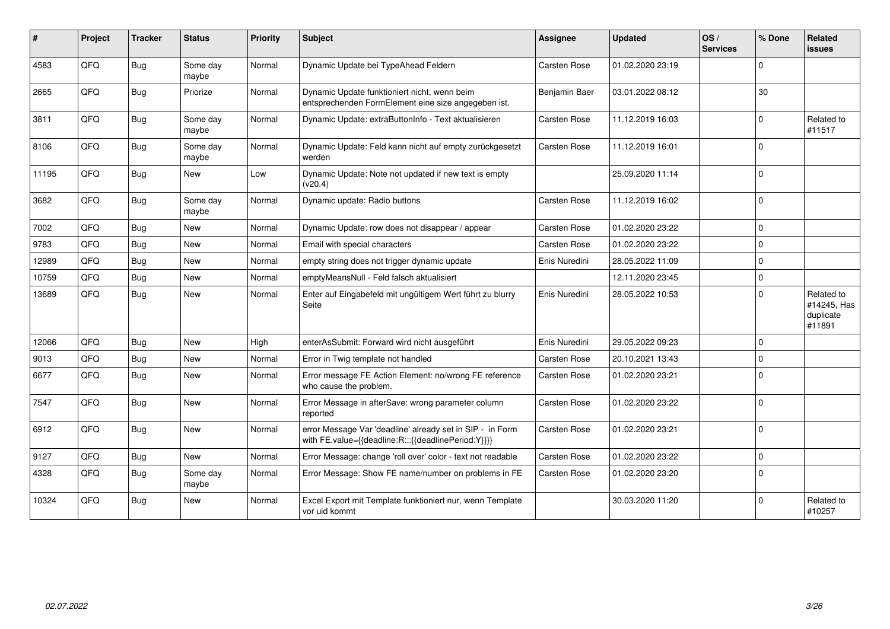| # | Project | Tracker | Status | Priority | Subject | Assignee | Updated | OS / Services | % Done | Related issues |
|---|---|---|---|---|---|---|---|---|---|---|
| 4583 | QFQ | Bug | Some day maybe | Normal | Dynamic Update bei TypeAhead Feldern | Carsten Rose | 01.02.2020 23:19 | | 0 | |
| 2665 | QFQ | Bug | Priorize | Normal | Dynamic Update funktioniert nicht, wenn beim entsprechenden FormElement eine size angegeben ist. | Benjamin Baer | 03.01.2022 08:12 | | 30 | |
| 3811 | QFQ | Bug | Some day maybe | Normal | Dynamic Update: extraButtonInfo - Text aktualisieren | Carsten Rose | 11.12.2019 16:03 | | 0 | Related to #11517 |
| 8106 | QFQ | Bug | Some day maybe | Normal | Dynamic Update: Feld kann nicht auf empty zurückgesetzt werden | Carsten Rose | 11.12.2019 16:01 | | 0 | |
| 11195 | QFQ | Bug | New | Low | Dynamic Update: Note not updated if new text is empty (v20.4) | | 25.09.2020 11:14 | | 0 | |
| 3682 | QFQ | Bug | Some day maybe | Normal | Dynamic update: Radio buttons | Carsten Rose | 11.12.2019 16:02 | | 0 | |
| 7002 | QFQ | Bug | New | Normal | Dynamic Update: row does not disappear / appear | Carsten Rose | 01.02.2020 23:22 | | 0 | |
| 9783 | QFQ | Bug | New | Normal | Email with special characters | Carsten Rose | 01.02.2020 23:22 | | 0 | |
| 12989 | QFQ | Bug | New | Normal | empty string does not trigger dynamic update | Enis Nuredini | 28.05.2022 11:09 | | 0 | |
| 10759 | QFQ | Bug | New | Normal | emptyMeansNull - Feld falsch aktualisiert | | 12.11.2020 23:45 | | 0 | |
| 13689 | QFQ | Bug | New | Normal | Enter auf Eingabefeld mit ungültigem Wert führt zu blurry Seite | Enis Nuredini | 28.05.2022 10:53 | | 0 | Related to #14245, Has duplicate #11891 |
| 12066 | QFQ | Bug | New | High | enterAsSubmit: Forward wird nicht ausgeführt | Enis Nuredini | 29.05.2022 09:23 | | 0 | |
| 9013 | QFQ | Bug | New | Normal | Error in Twig template not handled | Carsten Rose | 20.10.2021 13:43 | | 0 | |
| 6677 | QFQ | Bug | New | Normal | Error message FE Action Element: no/wrong FE reference who cause the problem. | Carsten Rose | 01.02.2020 23:21 | | 0 | |
| 7547 | QFQ | Bug | New | Normal | Error Message in afterSave: wrong parameter column reported | Carsten Rose | 01.02.2020 23:22 | | 0 | |
| 6912 | QFQ | Bug | New | Normal | error Message Var 'deadline' already set in SIP - in Form with FE.value={{deadline:R:::{{deadlinePeriod:Y}}}} | Carsten Rose | 01.02.2020 23:21 | | 0 | |
| 9127 | QFQ | Bug | New | Normal | Error Message: change 'roll over' color - text not readable | Carsten Rose | 01.02.2020 23:22 | | 0 | |
| 4328 | QFQ | Bug | Some day maybe | Normal | Error Message: Show FE name/number on problems in FE | Carsten Rose | 01.02.2020 23:20 | | 0 | |
| 10324 | QFQ | Bug | New | Normal | Excel Export mit Template funktioniert nur, wenn Template vor uid kommt | | 30.03.2020 11:20 | | 0 | Related to #10257 |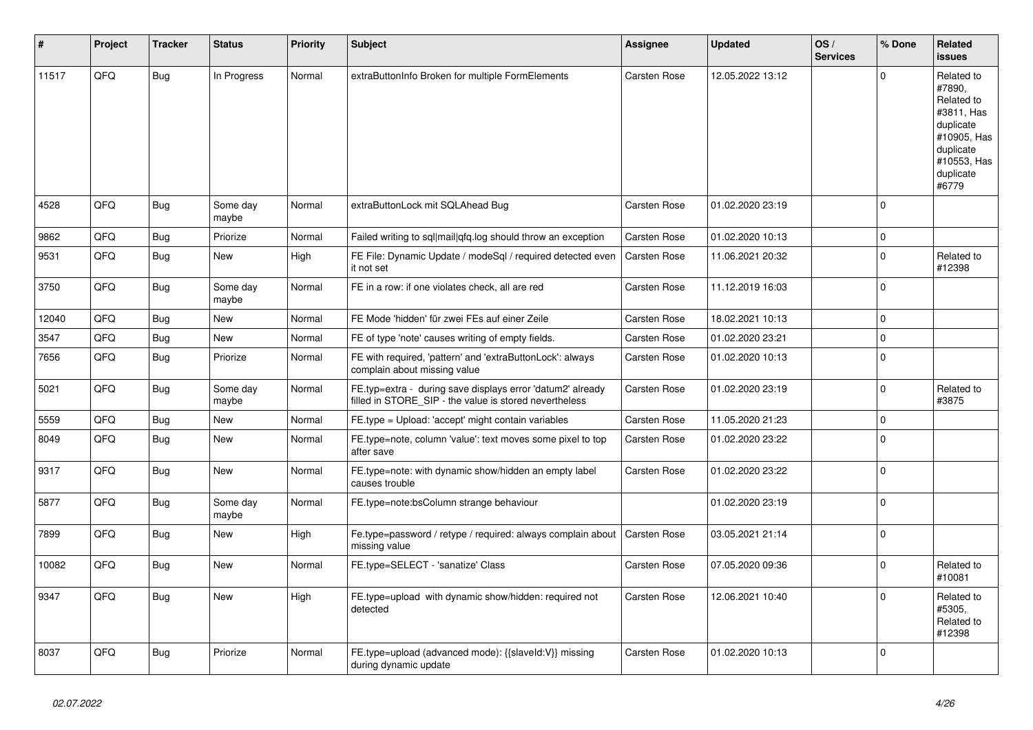| # | Project | Tracker | Status | Priority | Subject | Assignee | Updated | OS / Services | % Done | Related issues |
|---|---|---|---|---|---|---|---|---|---|---|
| 11517 | QFQ | Bug | In Progress | Normal | extraButtonInfo Broken for multiple FormElements | Carsten Rose | 12.05.2022 13:12 | | 0 | Related to #7890, Related to #3811, Has duplicate #10905, Has duplicate #10553, Has duplicate #6779 |
| 4528 | QFQ | Bug | Some day maybe | Normal | extraButtonLock mit SQLAhead Bug | Carsten Rose | 01.02.2020 23:19 | | 0 | |
| 9862 | QFQ | Bug | Priorize | Normal | Failed writing to sql\|mail\|qfq.log should throw an exception | Carsten Rose | 01.02.2020 10:13 | | 0 | |
| 9531 | QFQ | Bug | New | High | FE File: Dynamic Update / modeSql / required detected even it not set | Carsten Rose | 11.06.2021 20:32 | | 0 | Related to #12398 |
| 3750 | QFQ | Bug | Some day maybe | Normal | FE in a row: if one violates check, all are red | Carsten Rose | 11.12.2019 16:03 | | 0 | |
| 12040 | QFQ | Bug | New | Normal | FE Mode 'hidden' für zwei FEs auf einer Zeile | Carsten Rose | 18.02.2021 10:13 | | 0 | |
| 3547 | QFQ | Bug | New | Normal | FE of type 'note' causes writing of empty fields. | Carsten Rose | 01.02.2020 23:21 | | 0 | |
| 7656 | QFQ | Bug | Priorize | Normal | FE with required, 'pattern' and 'extraButtonLock': always complain about missing value | Carsten Rose | 01.02.2020 10:13 | | 0 | |
| 5021 | QFQ | Bug | Some day maybe | Normal | FE.typ=extra - during save displays error 'datum2' already filled in STORE_SIP - the value is stored nevertheless | Carsten Rose | 01.02.2020 23:19 | | 0 | Related to #3875 |
| 5559 | QFQ | Bug | New | Normal | FE.type = Upload: 'accept' might contain variables | Carsten Rose | 11.05.2020 21:23 | | 0 | |
| 8049 | QFQ | Bug | New | Normal | FE.type=note, column 'value': text moves some pixel to top after save | Carsten Rose | 01.02.2020 23:22 | | 0 | |
| 9317 | QFQ | Bug | New | Normal | FE.type=note: with dynamic show/hidden an empty label causes trouble | Carsten Rose | 01.02.2020 23:22 | | 0 | |
| 5877 | QFQ | Bug | Some day maybe | Normal | FE.type=note:bsColumn strange behaviour | | 01.02.2020 23:19 | | 0 | |
| 7899 | QFQ | Bug | New | High | Fe.type=password / retype / required: always complain about missing value | Carsten Rose | 03.05.2021 21:14 | | 0 | |
| 10082 | QFQ | Bug | New | Normal | FE.type=SELECT - 'sanatize' Class | Carsten Rose | 07.05.2020 09:36 | | 0 | Related to #10081 |
| 9347 | QFQ | Bug | New | High | FE.type=upload with dynamic show/hidden: required not detected | Carsten Rose | 12.06.2021 10:40 | | 0 | Related to #5305, Related to #12398 |
| 8037 | QFQ | Bug | Priorize | Normal | FE.type=upload (advanced mode): {{slaveId:V}} missing during dynamic update | Carsten Rose | 01.02.2020 10:13 | | 0 | |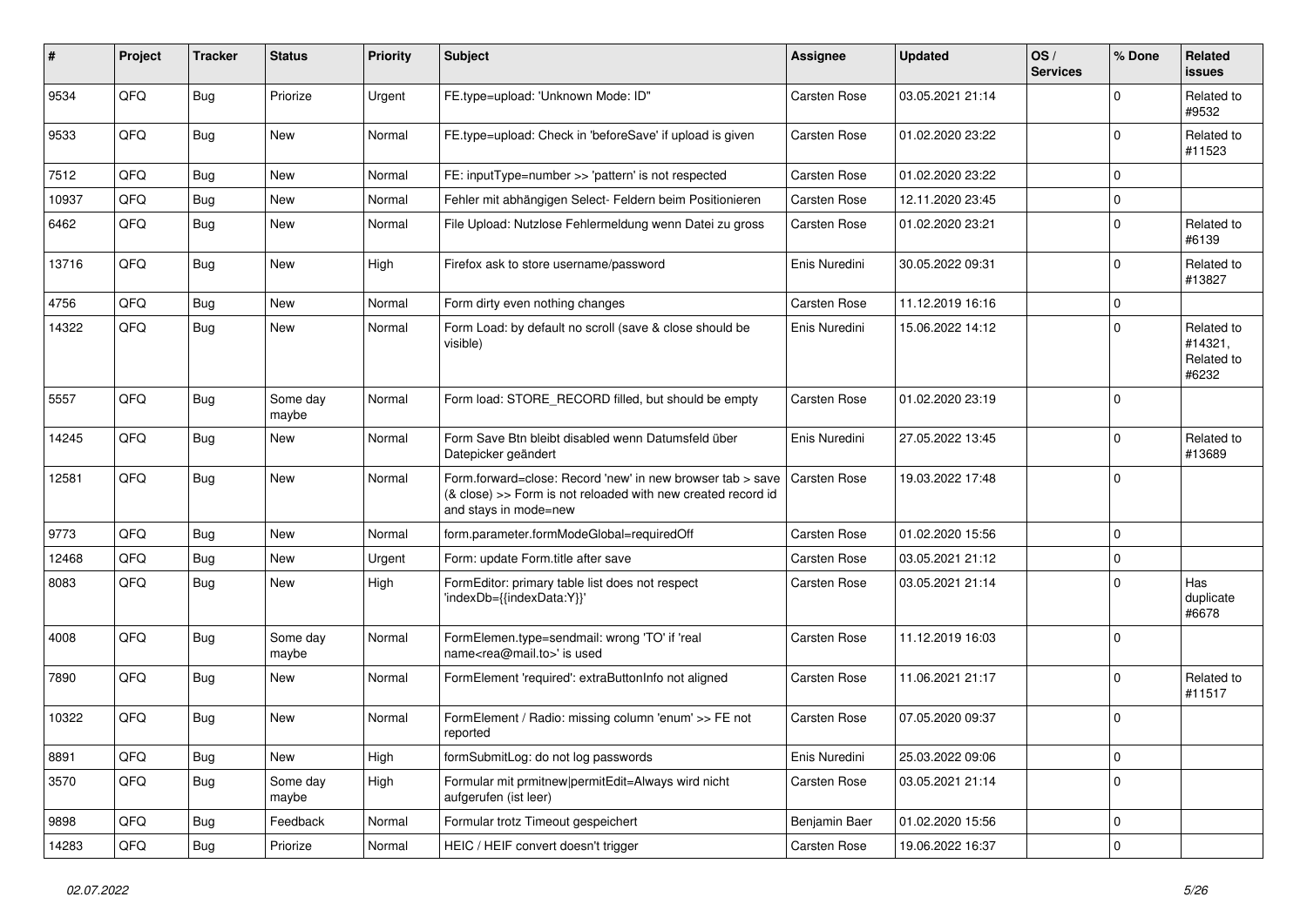| # | Project | Tracker | Status | Priority | Subject | Assignee | Updated | OS / Services | % Done | Related issues |
|---|---|---|---|---|---|---|---|---|---|---|
| 9534 | QFQ | Bug | Priorize | Urgent | FE.type=upload: 'Unknown Mode: ID" | Carsten Rose | 03.05.2021 21:14 | | 0 | Related to #9532 |
| 9533 | QFQ | Bug | New | Normal | FE.type=upload: Check in 'beforeSave' if upload is given | Carsten Rose | 01.02.2020 23:22 | | 0 | Related to #11523 |
| 7512 | QFQ | Bug | New | Normal | FE: inputType=number >> 'pattern' is not respected | Carsten Rose | 01.02.2020 23:22 | | 0 | |
| 10937 | QFQ | Bug | New | Normal | Fehler mit abhängigen Select- Feldern beim Positionieren | Carsten Rose | 12.11.2020 23:45 | | 0 | |
| 6462 | QFQ | Bug | New | Normal | File Upload: Nutzlose Fehlermeldung wenn Datei zu gross | Carsten Rose | 01.02.2020 23:21 | | 0 | Related to #6139 |
| 13716 | QFQ | Bug | New | High | Firefox ask to store username/password | Enis Nuredini | 30.05.2022 09:31 | | 0 | Related to #13827 |
| 4756 | QFQ | Bug | New | Normal | Form dirty even nothing changes | Carsten Rose | 11.12.2019 16:16 | | 0 | |
| 14322 | QFQ | Bug | New | Normal | Form Load: by default no scroll (save & close should be visible) | Enis Nuredini | 15.06.2022 14:12 | | 0 | Related to #14321, Related to #6232 |
| 5557 | QFQ | Bug | Some day maybe | Normal | Form load: STORE_RECORD filled, but should be empty | Carsten Rose | 01.02.2020 23:19 | | 0 | |
| 14245 | QFQ | Bug | New | Normal | Form Save Btn bleibt disabled wenn Datumsfeld über Datepicker geändert | Enis Nuredini | 27.05.2022 13:45 | | 0 | Related to #13689 |
| 12581 | QFQ | Bug | New | Normal | Form.forward=close: Record 'new' in new browser tab > save (& close) >> Form is not reloaded with new created record id and stays in mode=new | Carsten Rose | 19.03.2022 17:48 | | 0 | |
| 9773 | QFQ | Bug | New | Normal | form.parameter.formModeGlobal=requiredOff | Carsten Rose | 01.02.2020 15:56 | | 0 | |
| 12468 | QFQ | Bug | New | Urgent | Form: update Form.title after save | Carsten Rose | 03.05.2021 21:12 | | 0 | |
| 8083 | QFQ | Bug | New | High | FormEditor: primary table list does not respect 'indexDb={{indexData:Y}}' | Carsten Rose | 03.05.2021 21:14 | | 0 | Has duplicate #6678 |
| 4008 | QFQ | Bug | Some day maybe | Normal | FormElemen.type=sendmail: wrong 'TO' if 'real name<rea@mail.to>' is used | Carsten Rose | 11.12.2019 16:03 | | 0 | |
| 7890 | QFQ | Bug | New | Normal | FormElement 'required': extraButtonInfo not aligned | Carsten Rose | 11.06.2021 21:17 | | 0 | Related to #11517 |
| 10322 | QFQ | Bug | New | Normal | FormElement / Radio: missing column 'enum' >> FE not reported | Carsten Rose | 07.05.2020 09:37 | | 0 | |
| 8891 | QFQ | Bug | New | High | formSubmitLog: do not log passwords | Enis Nuredini | 25.03.2022 09:06 | | 0 | |
| 3570 | QFQ | Bug | Some day maybe | High | Formular mit prmitnew\|permitEdit=Always wird nicht aufgerufen (ist leer) | Carsten Rose | 03.05.2021 21:14 | | 0 | |
| 9898 | QFQ | Bug | Feedback | Normal | Formular trotz Timeout gespeichert | Benjamin Baer | 01.02.2020 15:56 | | 0 | |
| 14283 | QFQ | Bug | Priorize | Normal | HEIC / HEIF convert doesn't trigger | Carsten Rose | 19.06.2022 16:37 | | 0 | |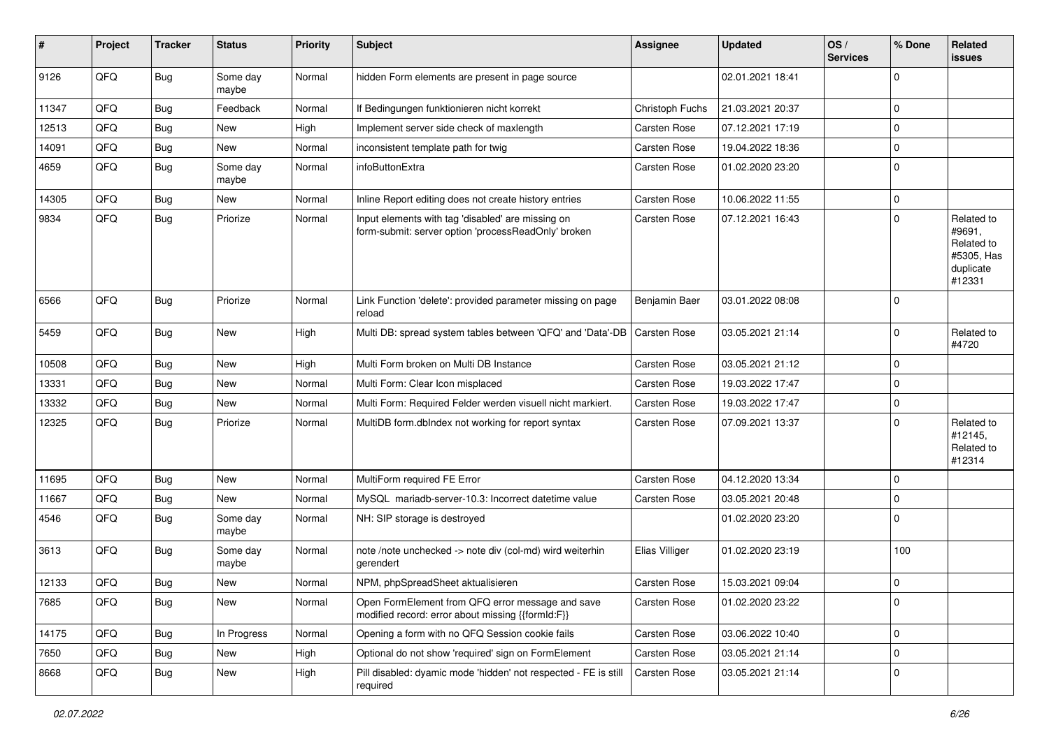| # | Project | Tracker | Status | Priority | Subject | Assignee | Updated | OS / Services | % Done | Related issues |
|---|---|---|---|---|---|---|---|---|---|---|
| 9126 | QFQ | Bug | Some day maybe | Normal | hidden Form elements are present in page source | | 02.01.2021 18:41 | | 0 | |
| 11347 | QFQ | Bug | Feedback | Normal | If Bedingungen funktionieren nicht korrekt | Christoph Fuchs | 21.03.2021 20:37 | | 0 | |
| 12513 | QFQ | Bug | New | High | Implement server side check of maxlength | Carsten Rose | 07.12.2021 17:19 | | 0 | |
| 14091 | QFQ | Bug | New | Normal | inconsistent template path for twig | Carsten Rose | 19.04.2022 18:36 | | 0 | |
| 4659 | QFQ | Bug | Some day maybe | Normal | infoButtonExtra | Carsten Rose | 01.02.2020 23:20 | | 0 | |
| 14305 | QFQ | Bug | New | Normal | Inline Report editing does not create history entries | Carsten Rose | 10.06.2022 11:55 | | 0 | |
| 9834 | QFQ | Bug | Priorize | Normal | Input elements with tag 'disabled' are missing on form-submit: server option 'processReadOnly' broken | Carsten Rose | 07.12.2021 16:43 | | 0 | Related to #9691, Related to #5305, Has duplicate #12331 |
| 6566 | QFQ | Bug | Priorize | Normal | Link Function 'delete': provided parameter missing on page reload | Benjamin Baer | 03.01.2022 08:08 | | 0 | |
| 5459 | QFQ | Bug | New | High | Multi DB: spread system tables between 'QFQ' and 'Data'-DB | Carsten Rose | 03.05.2021 21:14 | | 0 | Related to #4720 |
| 10508 | QFQ | Bug | New | High | Multi Form broken on Multi DB Instance | Carsten Rose | 03.05.2021 21:12 | | 0 | |
| 13331 | QFQ | Bug | New | Normal | Multi Form: Clear Icon misplaced | Carsten Rose | 19.03.2022 17:47 | | 0 | |
| 13332 | QFQ | Bug | New | Normal | Multi Form: Required Felder werden visuell nicht markiert. | Carsten Rose | 19.03.2022 17:47 | | 0 | |
| 12325 | QFQ | Bug | Priorize | Normal | MultiDB form.dbIndex not working for report syntax | Carsten Rose | 07.09.2021 13:37 | | 0 | Related to #12145, Related to #12314 |
| 11695 | QFQ | Bug | New | Normal | MultiForm required FE Error | Carsten Rose | 04.12.2020 13:34 | | 0 | |
| 11667 | QFQ | Bug | New | Normal | MySQL mariadb-server-10.3: Incorrect datetime value | Carsten Rose | 03.05.2021 20:48 | | 0 | |
| 4546 | QFQ | Bug | Some day maybe | Normal | NH: SIP storage is destroyed | | 01.02.2020 23:20 | | 0 | |
| 3613 | QFQ | Bug | Some day maybe | Normal | note /note unchecked -> note div (col-md) wird weiterhin gerendert | Elias Villiger | 01.02.2020 23:19 | | 100 | |
| 12133 | QFQ | Bug | New | Normal | NPM, phpSpreadSheet aktualisieren | Carsten Rose | 15.03.2021 09:04 | | 0 | |
| 7685 | QFQ | Bug | New | Normal | Open FormElement from QFQ error message and save modified record: error about missing {{formId:F}} | Carsten Rose | 01.02.2020 23:22 | | 0 | |
| 14175 | QFQ | Bug | In Progress | Normal | Opening a form with no QFQ Session cookie fails | Carsten Rose | 03.06.2022 10:40 | | 0 | |
| 7650 | QFQ | Bug | New | High | Optional do not show 'required' sign on FormElement | Carsten Rose | 03.05.2021 21:14 | | 0 | |
| 8668 | QFQ | Bug | New | High | Pill disabled: dyamic mode 'hidden' not respected - FE is still required | Carsten Rose | 03.05.2021 21:14 | | 0 | |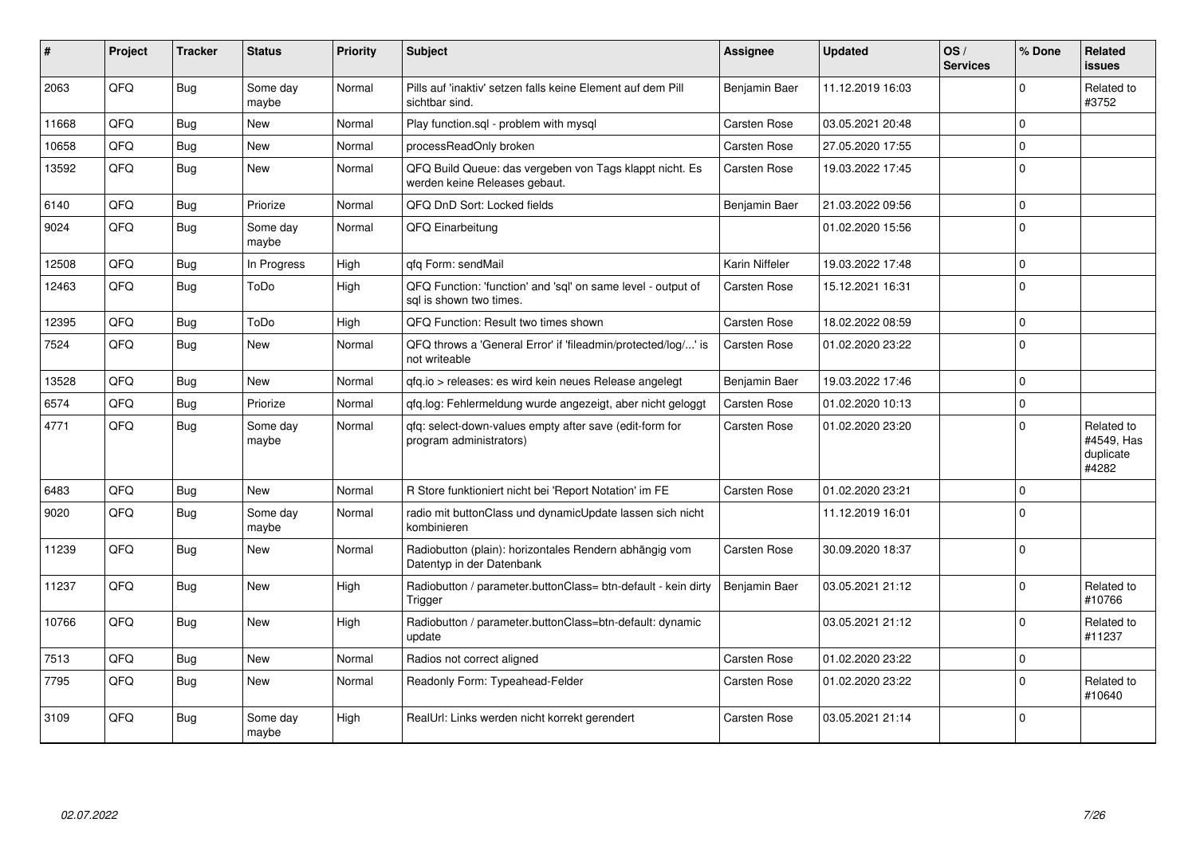| # | Project | Tracker | Status | Priority | Subject | Assignee | Updated | OS / Services | % Done | Related issues |
|---|---|---|---|---|---|---|---|---|---|---|
| 2063 | QFQ | Bug | Some day maybe | Normal | Pills auf 'inaktiv' setzen falls keine Element auf dem Pill sichtbar sind. | Benjamin Baer | 11.12.2019 16:03 | | 0 | Related to #3752 |
| 11668 | QFQ | Bug | New | Normal | Play function.sql - problem with mysql | Carsten Rose | 03.05.2021 20:48 | | 0 | |
| 10658 | QFQ | Bug | New | Normal | processReadOnly broken | Carsten Rose | 27.05.2020 17:55 | | 0 | |
| 13592 | QFQ | Bug | New | Normal | QFQ Build Queue: das vergeben von Tags klappt nicht. Es werden keine Releases gebaut. | Carsten Rose | 19.03.2022 17:45 | | 0 | |
| 6140 | QFQ | Bug | Priorize | Normal | QFQ DnD Sort: Locked fields | Benjamin Baer | 21.03.2022 09:56 | | 0 | |
| 9024 | QFQ | Bug | Some day maybe | Normal | QFQ Einarbeitung | | 01.02.2020 15:56 | | 0 | |
| 12508 | QFQ | Bug | In Progress | High | qfq Form: sendMail | Karin Niffeler | 19.03.2022 17:48 | | 0 | |
| 12463 | QFQ | Bug | ToDo | High | QFQ Function: 'function' and 'sql' on same level - output of sql is shown two times. | Carsten Rose | 15.12.2021 16:31 | | 0 | |
| 12395 | QFQ | Bug | ToDo | High | QFQ Function: Result two times shown | Carsten Rose | 18.02.2022 08:59 | | 0 | |
| 7524 | QFQ | Bug | New | Normal | QFQ throws a 'General Error' if 'fileadmin/protected/log/...' is not writeable | Carsten Rose | 01.02.2020 23:22 | | 0 | |
| 13528 | QFQ | Bug | New | Normal | qfq.io > releases: es wird kein neues Release angelegt | Benjamin Baer | 19.03.2022 17:46 | | 0 | |
| 6574 | QFQ | Bug | Priorize | Normal | qfq.log: Fehlermeldung wurde angezeigt, aber nicht geloggt | Carsten Rose | 01.02.2020 10:13 | | 0 | |
| 4771 | QFQ | Bug | Some day maybe | Normal | qfq: select-down-values empty after save (edit-form for program administrators) | Carsten Rose | 01.02.2020 23:20 | | 0 | Related to #4549, Has duplicate #4282 |
| 6483 | QFQ | Bug | New | Normal | R Store funktioniert nicht bei 'Report Notation' im FE | Carsten Rose | 01.02.2020 23:21 | | 0 | |
| 9020 | QFQ | Bug | Some day maybe | Normal | radio mit buttonClass und dynamicUpdate lassen sich nicht kombinieren | | 11.12.2019 16:01 | | 0 | |
| 11239 | QFQ | Bug | New | Normal | Radiobutton (plain): horizontales Rendern abhängig vom Datentyp in der Datenbank | Carsten Rose | 30.09.2020 18:37 | | 0 | |
| 11237 | QFQ | Bug | New | High | Radiobutton / parameter.buttonClass= btn-default - kein dirty Trigger | Benjamin Baer | 03.05.2021 21:12 | | 0 | Related to #10766 |
| 10766 | QFQ | Bug | New | High | Radiobutton / parameter.buttonClass=btn-default: dynamic update | | 03.05.2021 21:12 | | 0 | Related to #11237 |
| 7513 | QFQ | Bug | New | Normal | Radios not correct aligned | Carsten Rose | 01.02.2020 23:22 | | 0 | |
| 7795 | QFQ | Bug | New | Normal | Readonly Form: Typeahead-Felder | Carsten Rose | 01.02.2020 23:22 | | 0 | Related to #10640 |
| 3109 | QFQ | Bug | Some day maybe | High | RealUrl: Links werden nicht korrekt gerendert | Carsten Rose | 03.05.2021 21:14 | | 0 | |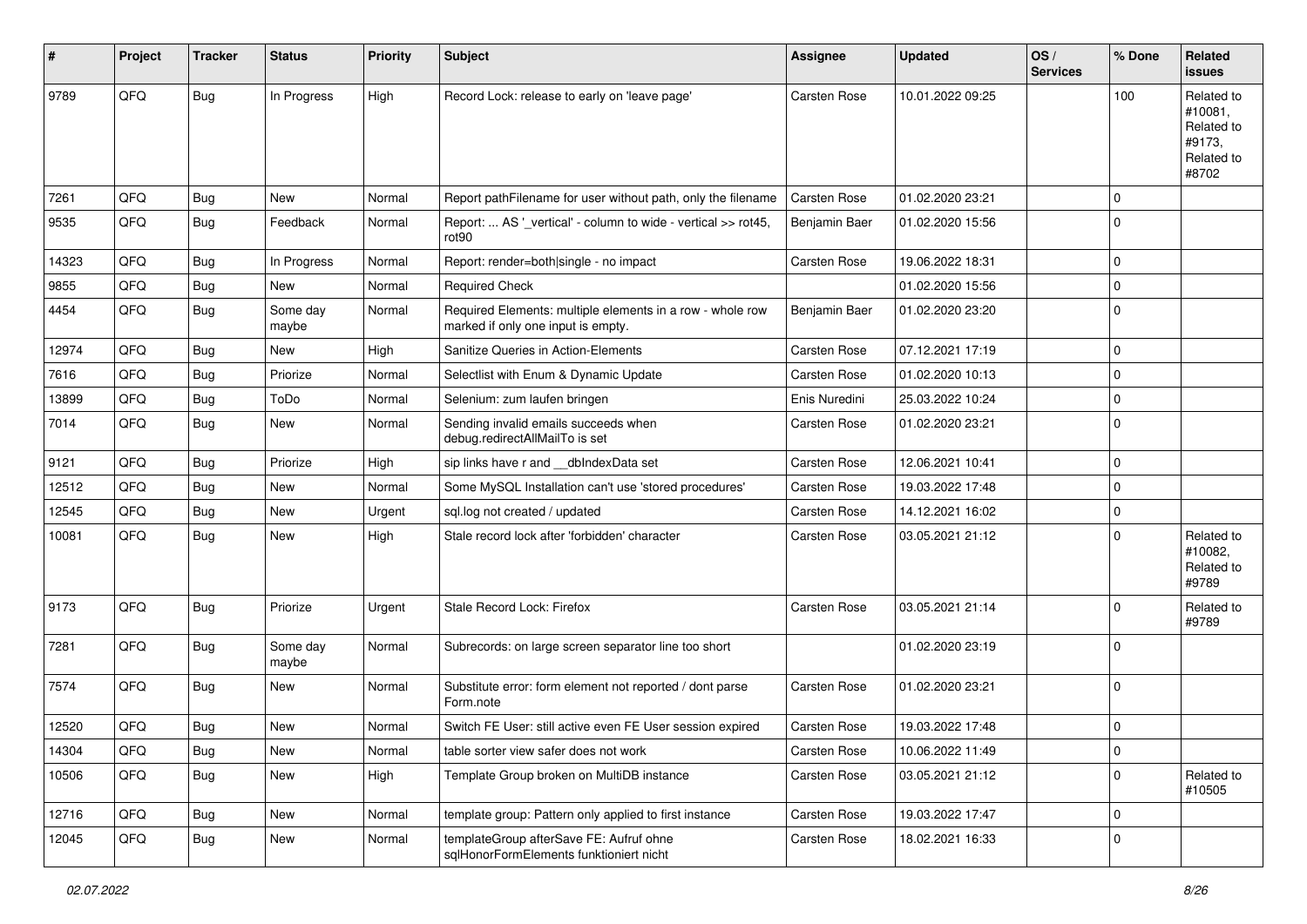| # | Project | Tracker | Status | Priority | Subject | Assignee | Updated | OS / Services | % Done | Related issues |
|---|---|---|---|---|---|---|---|---|---|---|
| 9789 | QFQ | Bug | In Progress | High | Record Lock: release to early on 'leave page' | Carsten Rose | 10.01.2022 09:25 | | 100 | Related to #10081, Related to #9173, Related to #8702 |
| 7261 | QFQ | Bug | New | Normal | Report pathFilename for user without path, only the filename | Carsten Rose | 01.02.2020 23:21 | | 0 | |
| 9535 | QFQ | Bug | Feedback | Normal | Report: ... AS '_vertical' - column to wide - vertical >> rot45, rot90 | Benjamin Baer | 01.02.2020 15:56 | | 0 | |
| 14323 | QFQ | Bug | In Progress | Normal | Report: render=both\|single - no impact | Carsten Rose | 19.06.2022 18:31 | | 0 | |
| 9855 | QFQ | Bug | New | Normal | Required Check | | 01.02.2020 15:56 | | 0 | |
| 4454 | QFQ | Bug | Some day maybe | Normal | Required Elements: multiple elements in a row - whole row marked if only one input is empty. | Benjamin Baer | 01.02.2020 23:20 | | 0 | |
| 12974 | QFQ | Bug | New | High | Sanitize Queries in Action-Elements | Carsten Rose | 07.12.2021 17:19 | | 0 | |
| 7616 | QFQ | Bug | Priorize | Normal | Selectlist with Enum & Dynamic Update | Carsten Rose | 01.02.2020 10:13 | | 0 | |
| 13899 | QFQ | Bug | ToDo | Normal | Selenium: zum laufen bringen | Enis Nuredini | 25.03.2022 10:24 | | 0 | |
| 7014 | QFQ | Bug | New | Normal | Sending invalid emails succeeds when debug.redirectAllMailTo is set | Carsten Rose | 01.02.2020 23:21 | | 0 | |
| 9121 | QFQ | Bug | Priorize | High | sip links have r and __dbIndexData set | Carsten Rose | 12.06.2021 10:41 | | 0 | |
| 12512 | QFQ | Bug | New | Normal | Some MySQL Installation can't use 'stored procedures' | Carsten Rose | 19.03.2022 17:48 | | 0 | |
| 12545 | QFQ | Bug | New | Urgent | sql.log not created / updated | Carsten Rose | 14.12.2021 16:02 | | 0 | |
| 10081 | QFQ | Bug | New | High | Stale record lock after 'forbidden' character | Carsten Rose | 03.05.2021 21:12 | | 0 | Related to #10082, Related to #9789 |
| 9173 | QFQ | Bug | Priorize | Urgent | Stale Record Lock: Firefox | Carsten Rose | 03.05.2021 21:14 | | 0 | Related to #9789 |
| 7281 | QFQ | Bug | Some day maybe | Normal | Subrecords: on large screen separator line too short | | 01.02.2020 23:19 | | 0 | |
| 7574 | QFQ | Bug | New | Normal | Substitute error: form element not reported / dont parse Form.note | Carsten Rose | 01.02.2020 23:21 | | 0 | |
| 12520 | QFQ | Bug | New | Normal | Switch FE User: still active even FE User session expired | Carsten Rose | 19.03.2022 17:48 | | 0 | |
| 14304 | QFQ | Bug | New | Normal | table sorter view safer does not work | Carsten Rose | 10.06.2022 11:49 | | 0 | |
| 10506 | QFQ | Bug | New | High | Template Group broken on MultiDB instance | Carsten Rose | 03.05.2021 21:12 | | 0 | Related to #10505 |
| 12716 | QFQ | Bug | New | Normal | template group: Pattern only applied to first instance | Carsten Rose | 19.03.2022 17:47 | | 0 | |
| 12045 | QFQ | Bug | New | Normal | templateGroup afterSave FE: Aufruf ohne sqlHonorFormElements funktioniert nicht | Carsten Rose | 18.02.2021 16:33 | | 0 | |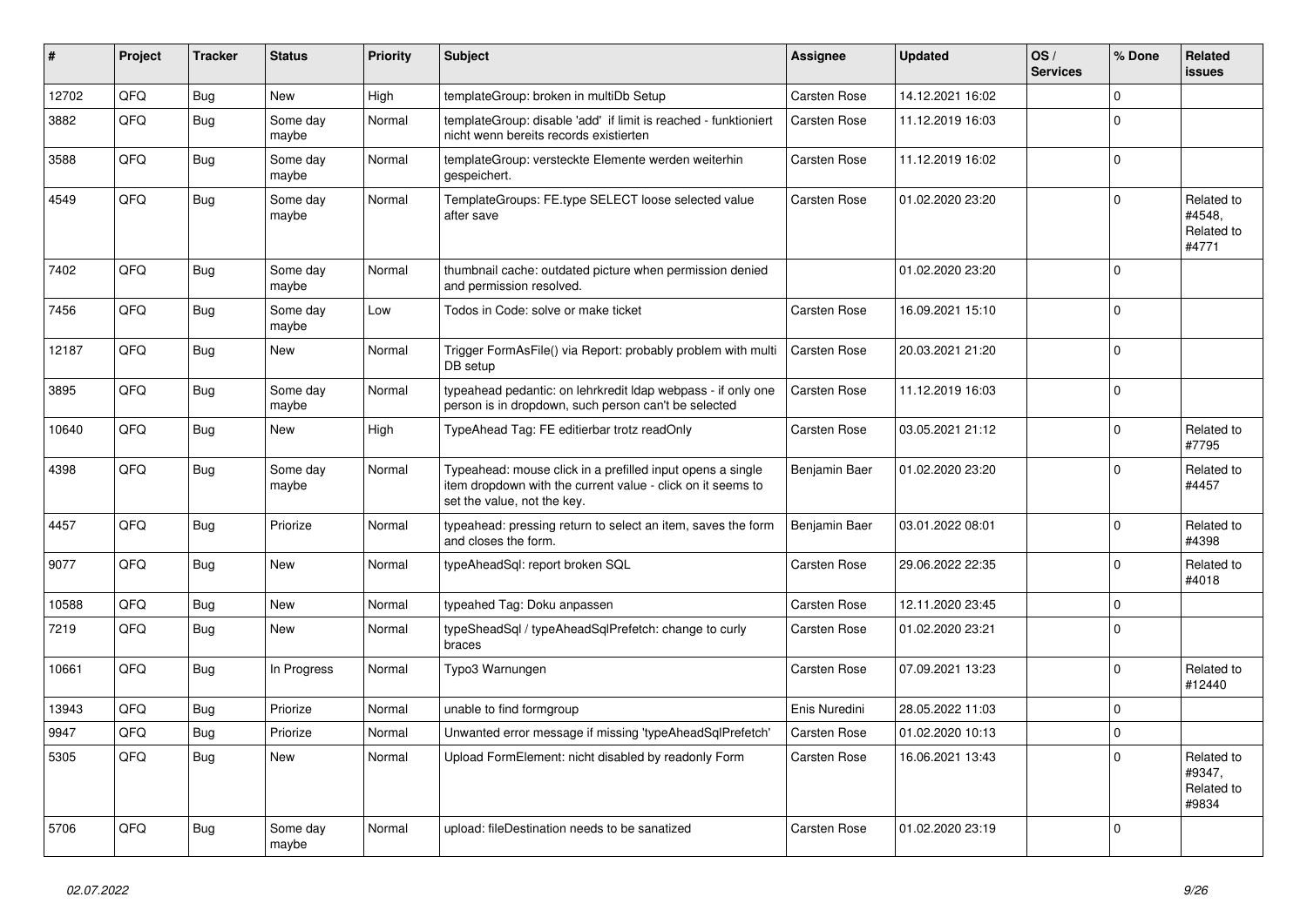| # | Project | Tracker | Status | Priority | Subject | Assignee | Updated | OS / Services | % Done | Related issues |
|---|---|---|---|---|---|---|---|---|---|---|
| 12702 | QFQ | Bug | New | High | templateGroup: broken in multiDb Setup | Carsten Rose | 14.12.2021 16:02 | | 0 | |
| 3882 | QFQ | Bug | Some day maybe | Normal | templateGroup: disable 'add' if limit is reached - funktioniert nicht wenn bereits records existierten | Carsten Rose | 11.12.2019 16:03 | | 0 | |
| 3588 | QFQ | Bug | Some day maybe | Normal | templateGroup: versteckte Elemente werden weiterhin gespeichert. | Carsten Rose | 11.12.2019 16:02 | | 0 | |
| 4549 | QFQ | Bug | Some day maybe | Normal | TemplateGroups: FE.type SELECT loose selected value after save | Carsten Rose | 01.02.2020 23:20 | | 0 | Related to #4548, Related to #4771 |
| 7402 | QFQ | Bug | Some day maybe | Normal | thumbnail cache: outdated picture when permission denied and permission resolved. | | 01.02.2020 23:20 | | 0 | |
| 7456 | QFQ | Bug | Some day maybe | Low | Todos in Code: solve or make ticket | Carsten Rose | 16.09.2021 15:10 | | 0 | |
| 12187 | QFQ | Bug | New | Normal | Trigger FormAsFile() via Report: probably problem with multi DB setup | Carsten Rose | 20.03.2021 21:20 | | 0 | |
| 3895 | QFQ | Bug | Some day maybe | Normal | typeahead pedantic: on lehrkredit ldap webpass - if only one person is in dropdown, such person can't be selected | Carsten Rose | 11.12.2019 16:03 | | 0 | |
| 10640 | QFQ | Bug | New | High | TypeAhead Tag: FE editierbar trotz readOnly | Carsten Rose | 03.05.2021 21:12 | | 0 | Related to #7795 |
| 4398 | QFQ | Bug | Some day maybe | Normal | Typeahead: mouse click in a prefilled input opens a single item dropdown with the current value - click on it seems to set the value, not the key. | Benjamin Baer | 01.02.2020 23:20 | | 0 | Related to #4457 |
| 4457 | QFQ | Bug | Priorize | Normal | typeahead: pressing return to select an item, saves the form and closes the form. | Benjamin Baer | 03.01.2022 08:01 | | 0 | Related to #4398 |
| 9077 | QFQ | Bug | New | Normal | typeAheadSql: report broken SQL | Carsten Rose | 29.06.2022 22:35 | | 0 | Related to #4018 |
| 10588 | QFQ | Bug | New | Normal | typeahed Tag: Doku anpassen | Carsten Rose | 12.11.2020 23:45 | | 0 | |
| 7219 | QFQ | Bug | New | Normal | typeSheadSql / typeAheadSqlPrefetch: change to curly braces | Carsten Rose | 01.02.2020 23:21 | | 0 | |
| 10661 | QFQ | Bug | In Progress | Normal | Typo3 Warnungen | Carsten Rose | 07.09.2021 13:23 | | 0 | Related to #12440 |
| 13943 | QFQ | Bug | Priorize | Normal | unable to find formgroup | Enis Nuredini | 28.05.2022 11:03 | | 0 | |
| 9947 | QFQ | Bug | Priorize | Normal | Unwanted error message if missing 'typeAheadSqlPrefetch' | Carsten Rose | 01.02.2020 10:13 | | 0 | |
| 5305 | QFQ | Bug | New | Normal | Upload FormElement: nicht disabled by readonly Form | Carsten Rose | 16.06.2021 13:43 | | 0 | Related to #9347, Related to #9834 |
| 5706 | QFQ | Bug | Some day maybe | Normal | upload: fileDestination needs to be sanatized | Carsten Rose | 01.02.2020 23:19 | | 0 | |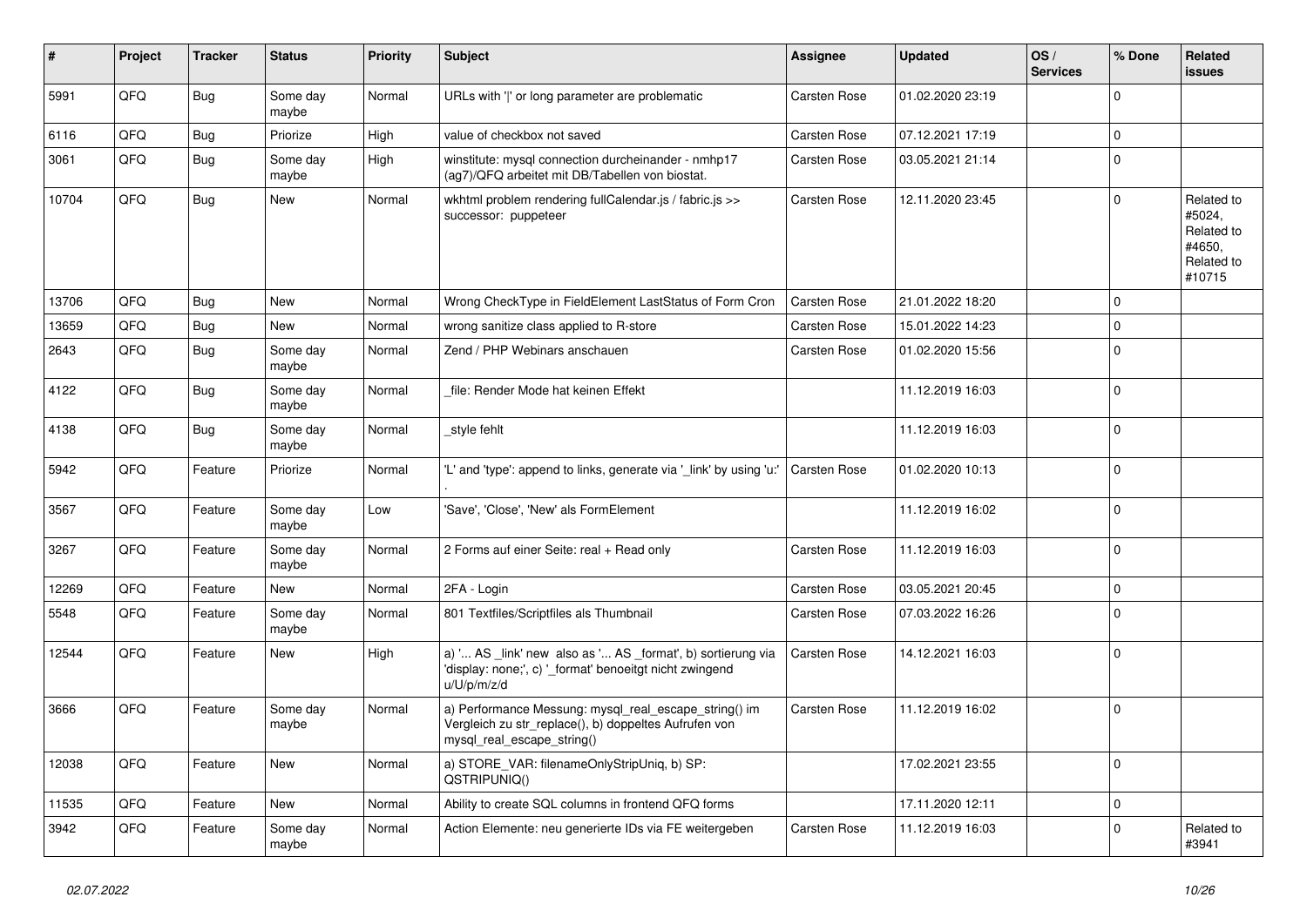| # | Project | Tracker | Status | Priority | Subject | Assignee | Updated | OS / Services | % Done | Related issues |
|---|---|---|---|---|---|---|---|---|---|---|
| 5991 | QFQ | Bug | Some day maybe | Normal | URLs with '\|' or long parameter are problematic | Carsten Rose | 01.02.2020 23:19 | | 0 | |
| 6116 | QFQ | Bug | Priorize | High | value of checkbox not saved | Carsten Rose | 07.12.2021 17:19 | | 0 | |
| 3061 | QFQ | Bug | Some day maybe | High | winstitute: mysql connection durcheinander - nmhp17 (ag7)/QFQ arbeitet mit DB/Tabellen von biostat. | Carsten Rose | 03.05.2021 21:14 | | 0 | |
| 10704 | QFQ | Bug | New | Normal | wkhtml problem rendering fullCalendar.js / fabric.js >> successor: puppeteer | Carsten Rose | 12.11.2020 23:45 | | 0 | Related to #5024, Related to #4650, Related to #10715 |
| 13706 | QFQ | Bug | New | Normal | Wrong CheckType in FieldElement LastStatus of Form Cron | Carsten Rose | 21.01.2022 18:20 | | 0 | |
| 13659 | QFQ | Bug | New | Normal | wrong sanitize class applied to R-store | Carsten Rose | 15.01.2022 14:23 | | 0 | |
| 2643 | QFQ | Bug | Some day maybe | Normal | Zend / PHP Webinars anschauen | Carsten Rose | 01.02.2020 15:56 | | 0 | |
| 4122 | QFQ | Bug | Some day maybe | Normal | _file: Render Mode hat keinen Effekt | | 11.12.2019 16:03 | | 0 | |
| 4138 | QFQ | Bug | Some day maybe | Normal | _style fehlt | | 11.12.2019 16:03 | | 0 | |
| 5942 | QFQ | Feature | Priorize | Normal | 'L' and 'type': append to links, generate via '_link' by using 'u:' . | Carsten Rose | 01.02.2020 10:13 | | 0 | |
| 3567 | QFQ | Feature | Some day maybe | Low | 'Save', 'Close', 'New' als FormElement | | 11.12.2019 16:02 | | 0 | |
| 3267 | QFQ | Feature | Some day maybe | Normal | 2 Forms auf einer Seite: real + Read only | Carsten Rose | 11.12.2019 16:03 | | 0 | |
| 12269 | QFQ | Feature | New | Normal | 2FA - Login | Carsten Rose | 03.05.2021 20:45 | | 0 | |
| 5548 | QFQ | Feature | Some day maybe | Normal | 801 Textfiles/Scriptfiles als Thumbnail | Carsten Rose | 07.03.2022 16:26 | | 0 | |
| 12544 | QFQ | Feature | New | High | a) '... AS _link' new also as '... AS _format', b) sortierung via 'display: none;', c) '_format' benoeitgt nicht zwingend u/U/p/m/z/d | Carsten Rose | 14.12.2021 16:03 | | 0 | |
| 3666 | QFQ | Feature | Some day maybe | Normal | a) Performance Messung: mysql_real_escape_string() im Vergleich zu str_replace(), b) doppeltes Aufrufen von mysql_real_escape_string() | Carsten Rose | 11.12.2019 16:02 | | 0 | |
| 12038 | QFQ | Feature | New | Normal | a) STORE_VAR: filenameOnlyStripUniq, b) SP: QSTRIPUNIQ() | | 17.02.2021 23:55 | | 0 | |
| 11535 | QFQ | Feature | New | Normal | Ability to create SQL columns in frontend QFQ forms | | 17.11.2020 12:11 | | 0 | |
| 3942 | QFQ | Feature | Some day maybe | Normal | Action Elemente: neu generierte IDs via FE weitergeben | Carsten Rose | 11.12.2019 16:03 | | 0 | Related to #3941 |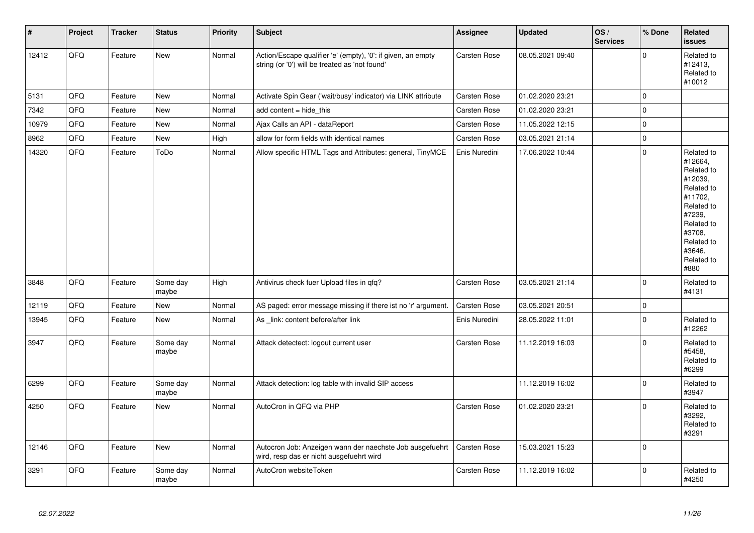| # | Project | Tracker | Status | Priority | Subject | Assignee | Updated | OS / Services | % Done | Related issues |
|---|---|---|---|---|---|---|---|---|---|---|
| 12412 | QFQ | Feature | New | Normal | Action/Escape qualifier 'e' (empty), '0': if given, an empty string (or '0') will be treated as 'not found' | Carsten Rose | 08.05.2021 09:40 | | 0 | Related to #12413, Related to #10012 |
| 5131 | QFQ | Feature | New | Normal | Activate Spin Gear ('wait/busy' indicator) via LINK attribute | Carsten Rose | 01.02.2020 23:21 | | 0 | |
| 7342 | QFQ | Feature | New | Normal | add content = hide_this | Carsten Rose | 01.02.2020 23:21 | | 0 | |
| 10979 | QFQ | Feature | New | Normal | Ajax Calls an API - dataReport | Carsten Rose | 11.05.2022 12:15 | | 0 | |
| 8962 | QFQ | Feature | New | High | allow for form fields with identical names | Carsten Rose | 03.05.2021 21:14 | | 0 | |
| 14320 | QFQ | Feature | ToDo | Normal | Allow specific HTML Tags and Attributes: general, TinyMCE | Enis Nuredini | 17.06.2022 10:44 | | 0 | Related to #12664, Related to #12039, Related to #11702, Related to #7239, Related to #3708, Related to #3646, Related to #880 |
| 3848 | QFQ | Feature | Some day maybe | High | Antivirus check fuer Upload files in qfq? | Carsten Rose | 03.05.2021 21:14 | | 0 | Related to #4131 |
| 12119 | QFQ | Feature | New | Normal | AS paged: error message missing if there ist no 'r' argument. | Carsten Rose | 03.05.2021 20:51 | | 0 | |
| 13945 | QFQ | Feature | New | Normal | As _link: content before/after link | Enis Nuredini | 28.05.2022 11:01 | | 0 | Related to #12262 |
| 3947 | QFQ | Feature | Some day maybe | Normal | Attack detectect: logout current user | Carsten Rose | 11.12.2019 16:03 | | 0 | Related to #5458, Related to #6299 |
| 6299 | QFQ | Feature | Some day maybe | Normal | Attack detection: log table with invalid SIP access | | 11.12.2019 16:02 | | 0 | Related to #3947 |
| 4250 | QFQ | Feature | New | Normal | AutoCron in QFQ via PHP | Carsten Rose | 01.02.2020 23:21 | | 0 | Related to #3292, Related to #3291 |
| 12146 | QFQ | Feature | New | Normal | Autocron Job: Anzeigen wann der naechste Job ausgefuehrt wird, resp das er nicht ausgefuehrt wird | Carsten Rose | 15.03.2021 15:23 | | 0 | |
| 3291 | QFQ | Feature | Some day maybe | Normal | AutoCron websiteToken | Carsten Rose | 11.12.2019 16:02 | | 0 | Related to #4250 |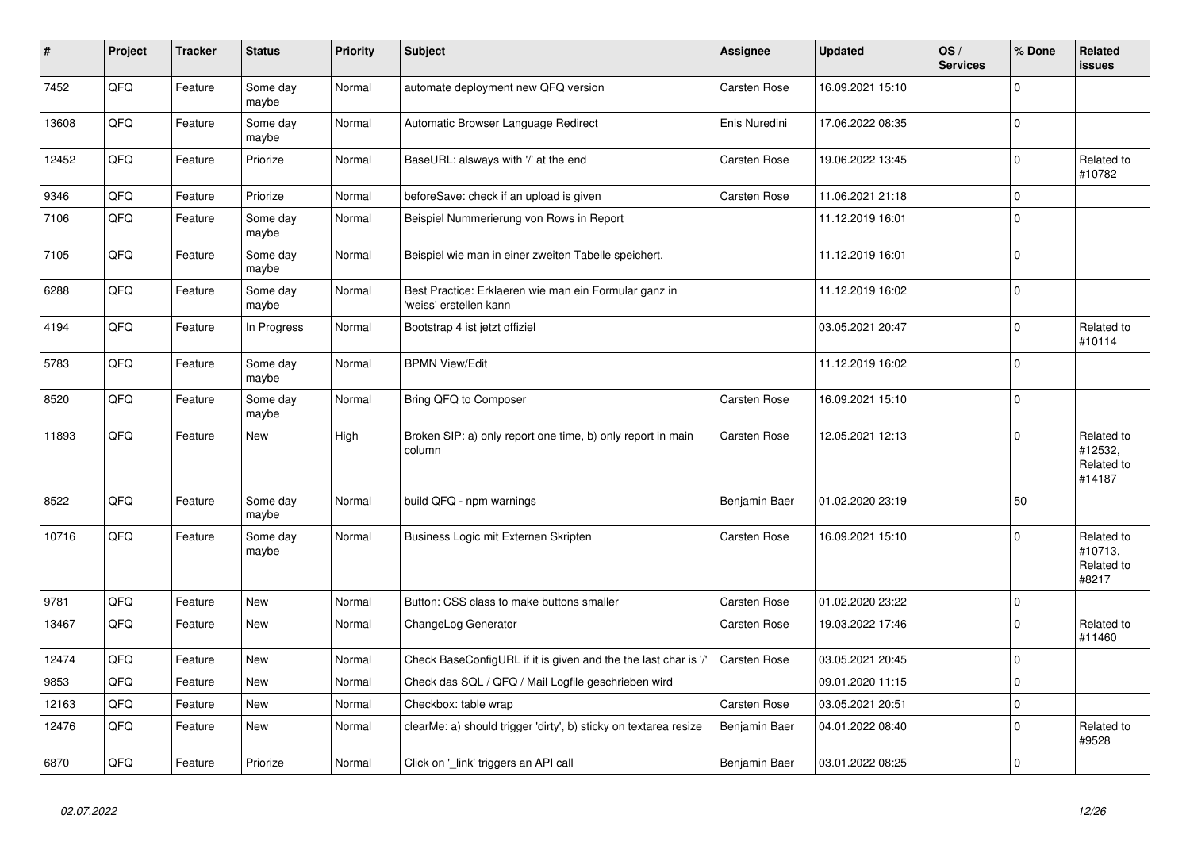| # | Project | Tracker | Status | Priority | Subject | Assignee | Updated | OS / Services | % Done | Related issues |
|---|---|---|---|---|---|---|---|---|---|---|
| 7452 | QFQ | Feature | Some day maybe | Normal | automate deployment new QFQ version | Carsten Rose | 16.09.2021 15:10 | | 0 | |
| 13608 | QFQ | Feature | Some day maybe | Normal | Automatic Browser Language Redirect | Enis Nuredini | 17.06.2022 08:35 | | 0 | |
| 12452 | QFQ | Feature | Priorize | Normal | BaseURL: alsways with '/' at the end | Carsten Rose | 19.06.2022 13:45 | | 0 | Related to #10782 |
| 9346 | QFQ | Feature | Priorize | Normal | beforeSave: check if an upload is given | Carsten Rose | 11.06.2021 21:18 | | 0 | |
| 7106 | QFQ | Feature | Some day maybe | Normal | Beispiel Nummerierung von Rows in Report | | 11.12.2019 16:01 | | 0 | |
| 7105 | QFQ | Feature | Some day maybe | Normal | Beispiel wie man in einer zweiten Tabelle speichert. | | 11.12.2019 16:01 | | 0 | |
| 6288 | QFQ | Feature | Some day maybe | Normal | Best Practice: Erklaeren wie man ein Formular ganz in 'weiss' erstellen kann | | 11.12.2019 16:02 | | 0 | |
| 4194 | QFQ | Feature | In Progress | Normal | Bootstrap 4 ist jetzt offiziel | | 03.05.2021 20:47 | | 0 | Related to #10114 |
| 5783 | QFQ | Feature | Some day maybe | Normal | BPMN View/Edit | | 11.12.2019 16:02 | | 0 | |
| 8520 | QFQ | Feature | Some day maybe | Normal | Bring QFQ to Composer | Carsten Rose | 16.09.2021 15:10 | | 0 | |
| 11893 | QFQ | Feature | New | High | Broken SIP: a) only report one time, b) only report in main column | Carsten Rose | 12.05.2021 12:13 | | 0 | Related to #12532, Related to #14187 |
| 8522 | QFQ | Feature | Some day maybe | Normal | build QFQ - npm warnings | Benjamin Baer | 01.02.2020 23:19 | | 50 | |
| 10716 | QFQ | Feature | Some day maybe | Normal | Business Logic mit Externen Skripten | Carsten Rose | 16.09.2021 15:10 | | 0 | Related to #10713, Related to #8217 |
| 9781 | QFQ | Feature | New | Normal | Button: CSS class to make buttons smaller | Carsten Rose | 01.02.2020 23:22 | | 0 | |
| 13467 | QFQ | Feature | New | Normal | ChangeLog Generator | Carsten Rose | 19.03.2022 17:46 | | 0 | Related to #11460 |
| 12474 | QFQ | Feature | New | Normal | Check BaseConfigURL if it is given and the the last char is '/' | Carsten Rose | 03.05.2021 20:45 | | 0 | |
| 9853 | QFQ | Feature | New | Normal | Check das SQL / QFQ / Mail Logfile geschrieben wird | | 09.01.2020 11:15 | | 0 | |
| 12163 | QFQ | Feature | New | Normal | Checkbox: table wrap | Carsten Rose | 03.05.2021 20:51 | | 0 | |
| 12476 | QFQ | Feature | New | Normal | clearMe: a) should trigger 'dirty', b) sticky on textarea resize | Benjamin Baer | 04.01.2022 08:40 | | 0 | Related to #9528 |
| 6870 | QFQ | Feature | Priorize | Normal | Click on '_link' triggers an API call | Benjamin Baer | 03.01.2022 08:25 | | 0 | |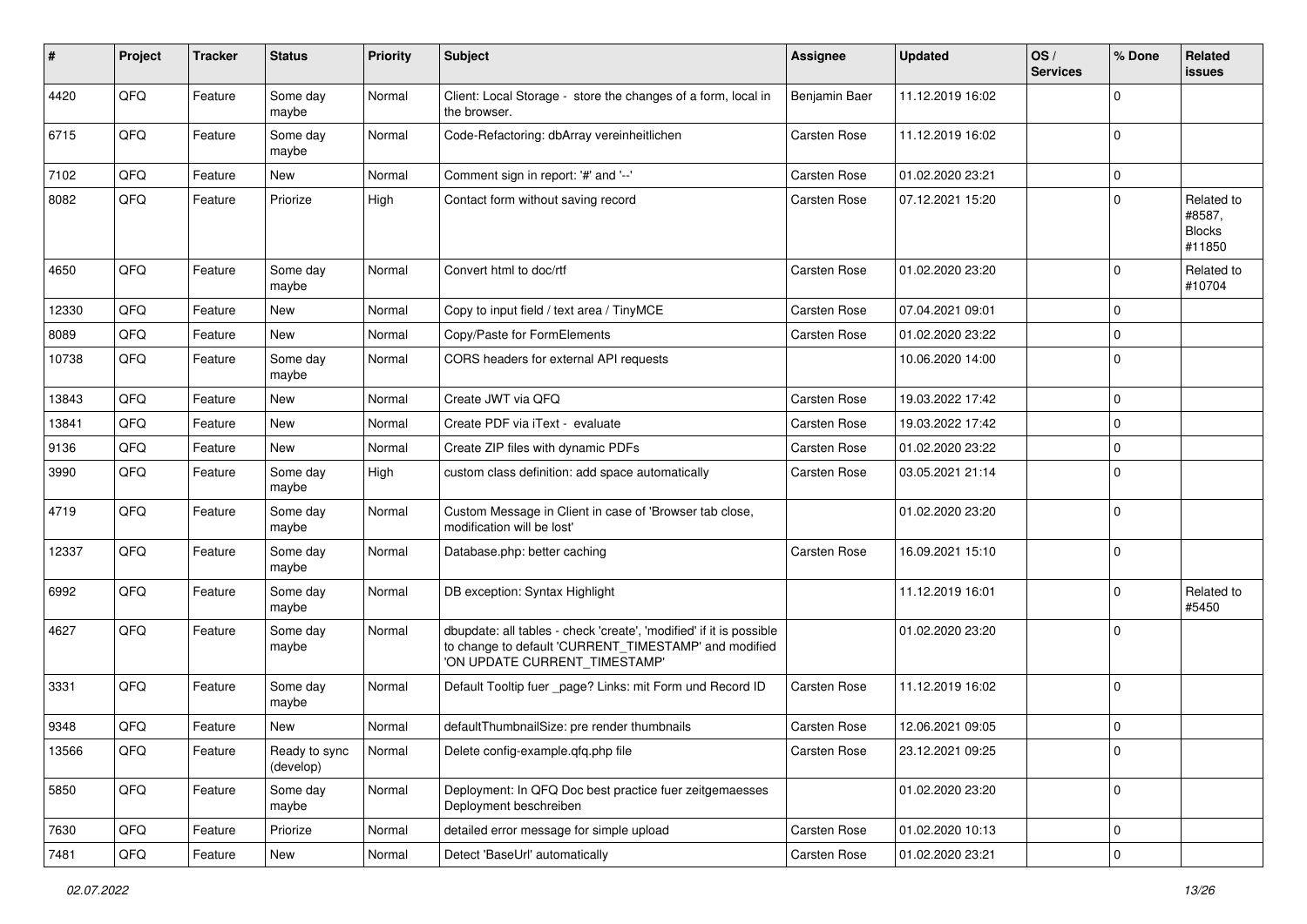| # | Project | Tracker | Status | Priority | Subject | Assignee | Updated | OS / Services | % Done | Related issues |
|---|---|---|---|---|---|---|---|---|---|---|
| 4420 | QFQ | Feature | Some day maybe | Normal | Client: Local Storage - store the changes of a form, local in the browser. | Benjamin Baer | 11.12.2019 16:02 | | 0 | |
| 6715 | QFQ | Feature | Some day maybe | Normal | Code-Refactoring: dbArray vereinheitlichen | Carsten Rose | 11.12.2019 16:02 | | 0 | |
| 7102 | QFQ | Feature | New | Normal | Comment sign in report: '#' and '--' | Carsten Rose | 01.02.2020 23:21 | | 0 | |
| 8082 | QFQ | Feature | Priorize | High | Contact form without saving record | Carsten Rose | 07.12.2021 15:20 | | 0 | Related to #8587, Blocks #11850 |
| 4650 | QFQ | Feature | Some day maybe | Normal | Convert html to doc/rtf | Carsten Rose | 01.02.2020 23:20 | | 0 | Related to #10704 |
| 12330 | QFQ | Feature | New | Normal | Copy to input field / text area / TinyMCE | Carsten Rose | 07.04.2021 09:01 | | 0 | |
| 8089 | QFQ | Feature | New | Normal | Copy/Paste for FormElements | Carsten Rose | 01.02.2020 23:22 | | 0 | |
| 10738 | QFQ | Feature | Some day maybe | Normal | CORS headers for external API requests | | 10.06.2020 14:00 | | 0 | |
| 13843 | QFQ | Feature | New | Normal | Create JWT via QFQ | Carsten Rose | 19.03.2022 17:42 | | 0 | |
| 13841 | QFQ | Feature | New | Normal | Create PDF via iText - evaluate | Carsten Rose | 19.03.2022 17:42 | | 0 | |
| 9136 | QFQ | Feature | New | Normal | Create ZIP files with dynamic PDFs | Carsten Rose | 01.02.2020 23:22 | | 0 | |
| 3990 | QFQ | Feature | Some day maybe | High | custom class definition: add space automatically | Carsten Rose | 03.05.2021 21:14 | | 0 | |
| 4719 | QFQ | Feature | Some day maybe | Normal | Custom Message in Client in case of 'Browser tab close, modification will be lost' | | 01.02.2020 23:20 | | 0 | |
| 12337 | QFQ | Feature | Some day maybe | Normal | Database.php: better caching | Carsten Rose | 16.09.2021 15:10 | | 0 | |
| 6992 | QFQ | Feature | Some day maybe | Normal | DB exception: Syntax Highlight | | 11.12.2019 16:01 | | 0 | Related to #5450 |
| 4627 | QFQ | Feature | Some day maybe | Normal | dbupdate: all tables - check 'create', 'modified' if it is possible to change to default 'CURRENT_TIMESTAMP' and modified 'ON UPDATE CURRENT_TIMESTAMP' | | 01.02.2020 23:20 | | 0 | |
| 3331 | QFQ | Feature | Some day maybe | Normal | Default Tooltip fuer _page? Links: mit Form und Record ID | Carsten Rose | 11.12.2019 16:02 | | 0 | |
| 9348 | QFQ | Feature | New | Normal | defaultThumbnailSize: pre render thumbnails | Carsten Rose | 12.06.2021 09:05 | | 0 | |
| 13566 | QFQ | Feature | Ready to sync (develop) | Normal | Delete config-example.qfq.php file | Carsten Rose | 23.12.2021 09:25 | | 0 | |
| 5850 | QFQ | Feature | Some day maybe | Normal | Deployment: In QFQ Doc best practice fuer zeitgemaesses Deployment beschreiben | | 01.02.2020 23:20 | | 0 | |
| 7630 | QFQ | Feature | Priorize | Normal | detailed error message for simple upload | Carsten Rose | 01.02.2020 10:13 | | 0 | |
| 7481 | QFQ | Feature | New | Normal | Detect 'BaseUrl' automatically | Carsten Rose | 01.02.2020 23:21 | | 0 | |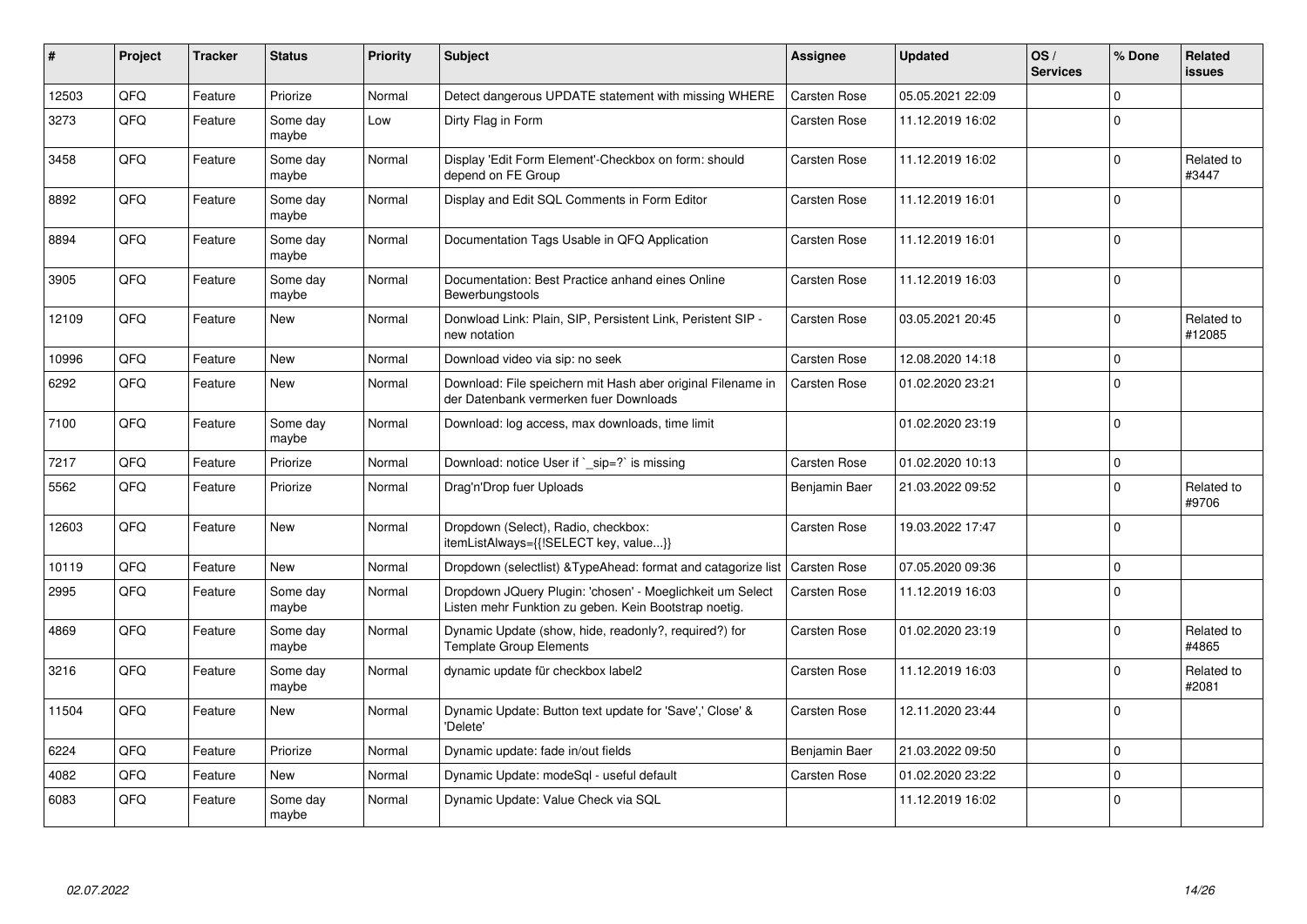| # | Project | Tracker | Status | Priority | Subject | Assignee | Updated | OS / Services | % Done | Related issues |
|---|---|---|---|---|---|---|---|---|---|---|
| 12503 | QFQ | Feature | Priorize | Normal | Detect dangerous UPDATE statement with missing WHERE | Carsten Rose | 05.05.2021 22:09 | | 0 | |
| 3273 | QFQ | Feature | Some day maybe | Low | Dirty Flag in Form | Carsten Rose | 11.12.2019 16:02 | | 0 | |
| 3458 | QFQ | Feature | Some day maybe | Normal | Display 'Edit Form Element'-Checkbox on form: should depend on FE Group | Carsten Rose | 11.12.2019 16:02 | | 0 | Related to #3447 |
| 8892 | QFQ | Feature | Some day maybe | Normal | Display and Edit SQL Comments in Form Editor | Carsten Rose | 11.12.2019 16:01 | | 0 | |
| 8894 | QFQ | Feature | Some day maybe | Normal | Documentation Tags Usable in QFQ Application | Carsten Rose | 11.12.2019 16:01 | | 0 | |
| 3905 | QFQ | Feature | Some day maybe | Normal | Documentation: Best Practice anhand eines Online Bewerbungstools | Carsten Rose | 11.12.2019 16:03 | | 0 | |
| 12109 | QFQ | Feature | New | Normal | Donwload Link: Plain, SIP, Persistent Link, Peristent SIP - new notation | Carsten Rose | 03.05.2021 20:45 | | 0 | Related to #12085 |
| 10996 | QFQ | Feature | New | Normal | Download video via sip: no seek | Carsten Rose | 12.08.2020 14:18 | | 0 | |
| 6292 | QFQ | Feature | New | Normal | Download: File speichern mit Hash aber original Filename in der Datenbank vermerken fuer Downloads | Carsten Rose | 01.02.2020 23:21 | | 0 | |
| 7100 | QFQ | Feature | Some day maybe | Normal | Download: log access, max downloads, time limit | | 01.02.2020 23:19 | | 0 | |
| 7217 | QFQ | Feature | Priorize | Normal | Download: notice User if `_sip=?` is missing | Carsten Rose | 01.02.2020 10:13 | | 0 | |
| 5562 | QFQ | Feature | Priorize | Normal | Drag'n'Drop fuer Uploads | Benjamin Baer | 21.03.2022 09:52 | | 0 | Related to #9706 |
| 12603 | QFQ | Feature | New | Normal | Dropdown (Select), Radio, checkbox: itemListAlways={{!SELECT key, value...}} | Carsten Rose | 19.03.2022 17:47 | | 0 | |
| 10119 | QFQ | Feature | New | Normal | Dropdown (selectlist) &TypeAhead: format and catagorize list | Carsten Rose | 07.05.2020 09:36 | | 0 | |
| 2995 | QFQ | Feature | Some day maybe | Normal | Dropdown JQuery Plugin: 'chosen' - Moeglichkeit um Select Listen mehr Funktion zu geben. Kein Bootstrap noetig. | Carsten Rose | 11.12.2019 16:03 | | 0 | |
| 4869 | QFQ | Feature | Some day maybe | Normal | Dynamic Update (show, hide, readonly?, required?) for Template Group Elements | Carsten Rose | 01.02.2020 23:19 | | 0 | Related to #4865 |
| 3216 | QFQ | Feature | Some day maybe | Normal | dynamic update für checkbox label2 | Carsten Rose | 11.12.2019 16:03 | | 0 | Related to #2081 |
| 11504 | QFQ | Feature | New | Normal | Dynamic Update: Button text update for 'Save',' Close' & 'Delete' | Carsten Rose | 12.11.2020 23:44 | | 0 | |
| 6224 | QFQ | Feature | Priorize | Normal | Dynamic update: fade in/out fields | Benjamin Baer | 21.03.2022 09:50 | | 0 | |
| 4082 | QFQ | Feature | New | Normal | Dynamic Update: modeSql - useful default | Carsten Rose | 01.02.2020 23:22 | | 0 | |
| 6083 | QFQ | Feature | Some day maybe | Normal | Dynamic Update: Value Check via SQL | | 11.12.2019 16:02 | | 0 | |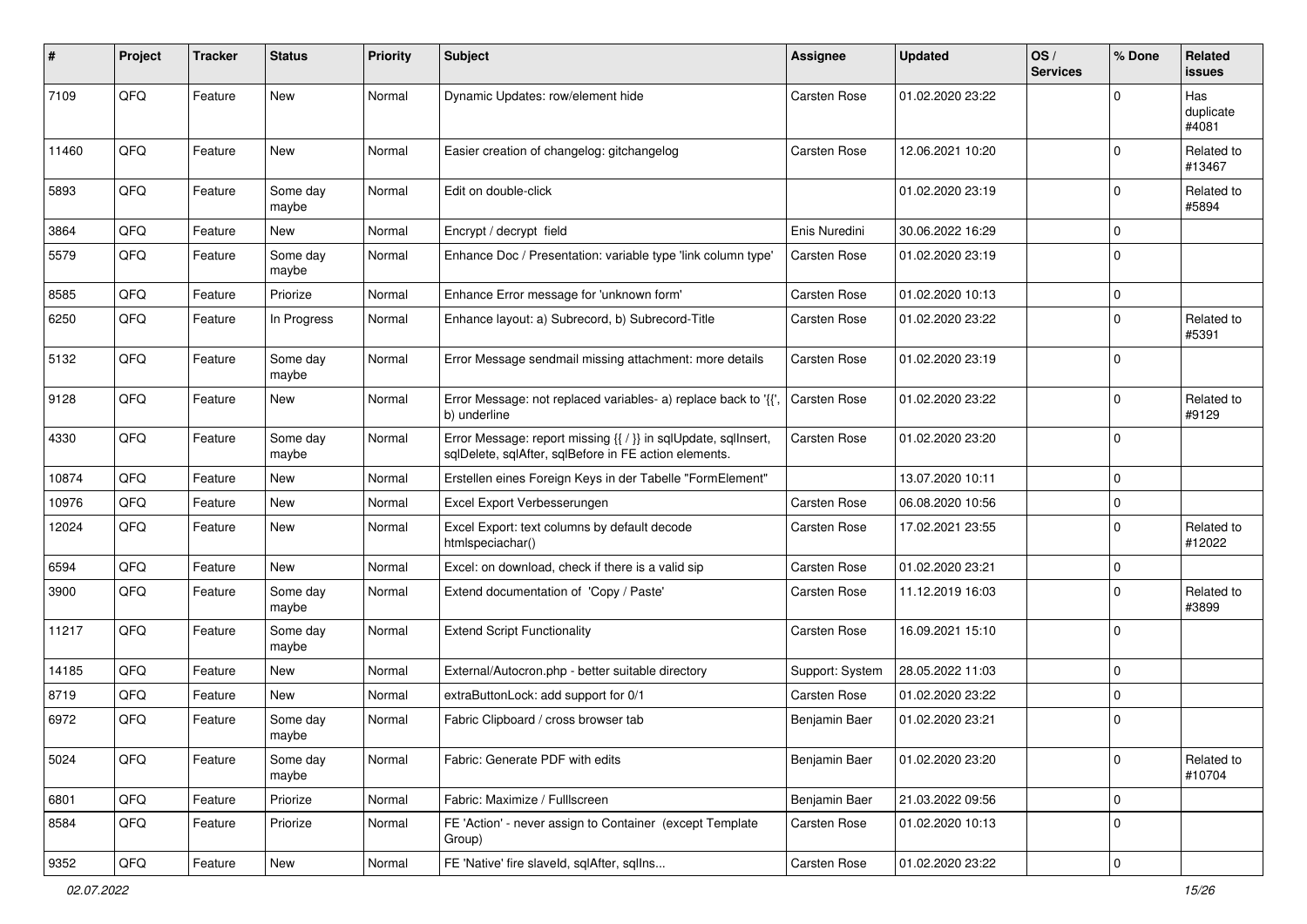| # | Project | Tracker | Status | Priority | Subject | Assignee | Updated | OS / Services | % Done | Related issues |
|---|---|---|---|---|---|---|---|---|---|---|
| 7109 | QFQ | Feature | New | Normal | Dynamic Updates: row/element hide | Carsten Rose | 01.02.2020 23:22 | | 0 | Has duplicate #4081 |
| 11460 | QFQ | Feature | New | Normal | Easier creation of changelog: gitchangelog | Carsten Rose | 12.06.2021 10:20 | | 0 | Related to #13467 |
| 5893 | QFQ | Feature | Some day maybe | Normal | Edit on double-click | | 01.02.2020 23:19 | | 0 | Related to #5894 |
| 3864 | QFQ | Feature | New | Normal | Encrypt / decrypt field | Enis Nuredini | 30.06.2022 16:29 | | 0 | |
| 5579 | QFQ | Feature | Some day maybe | Normal | Enhance Doc / Presentation: variable type 'link column type' | Carsten Rose | 01.02.2020 23:19 | | 0 | |
| 8585 | QFQ | Feature | Priorize | Normal | Enhance Error message for 'unknown form' | Carsten Rose | 01.02.2020 10:13 | | 0 | |
| 6250 | QFQ | Feature | In Progress | Normal | Enhance layout: a) Subrecord, b) Subrecord-Title | Carsten Rose | 01.02.2020 23:22 | | 0 | Related to #5391 |
| 5132 | QFQ | Feature | Some day maybe | Normal | Error Message sendmail missing attachment: more details | Carsten Rose | 01.02.2020 23:19 | | 0 | |
| 9128 | QFQ | Feature | New | Normal | Error Message: not replaced variables- a) replace back to '{{', b) underline | Carsten Rose | 01.02.2020 23:22 | | 0 | Related to #9129 |
| 4330 | QFQ | Feature | Some day maybe | Normal | Error Message: report missing {{ / }} in sqlUpdate, sqlInsert, sqlDelete, sqlAfter, sqlBefore in FE action elements. | Carsten Rose | 01.02.2020 23:20 | | 0 | |
| 10874 | QFQ | Feature | New | Normal | Erstellen eines Foreign Keys in der Tabelle "FormElement" | | 13.07.2020 10:11 | | 0 | |
| 10976 | QFQ | Feature | New | Normal | Excel Export Verbesserungen | Carsten Rose | 06.08.2020 10:56 | | 0 | |
| 12024 | QFQ | Feature | New | Normal | Excel Export: text columns by default decode htmlspeciachar() | Carsten Rose | 17.02.2021 23:55 | | 0 | Related to #12022 |
| 6594 | QFQ | Feature | New | Normal | Excel: on download, check if there is a valid sip | Carsten Rose | 01.02.2020 23:21 | | 0 | |
| 3900 | QFQ | Feature | Some day maybe | Normal | Extend documentation of 'Copy / Paste' | Carsten Rose | 11.12.2019 16:03 | | 0 | Related to #3899 |
| 11217 | QFQ | Feature | Some day maybe | Normal | Extend Script Functionality | Carsten Rose | 16.09.2021 15:10 | | 0 | |
| 14185 | QFQ | Feature | New | Normal | External/Autocron.php - better suitable directory | Support: System | 28.05.2022 11:03 | | 0 | |
| 8719 | QFQ | Feature | New | Normal | extraButtonLock: add support for 0/1 | Carsten Rose | 01.02.2020 23:22 | | 0 | |
| 6972 | QFQ | Feature | Some day maybe | Normal | Fabric Clipboard / cross browser tab | Benjamin Baer | 01.02.2020 23:21 | | 0 | |
| 5024 | QFQ | Feature | Some day maybe | Normal | Fabric: Generate PDF with edits | Benjamin Baer | 01.02.2020 23:20 | | 0 | Related to #10704 |
| 6801 | QFQ | Feature | Priorize | Normal | Fabric: Maximize / Fulllscreen | Benjamin Baer | 21.03.2022 09:56 | | 0 | |
| 8584 | QFQ | Feature | Priorize | Normal | FE 'Action' - never assign to Container (except Template Group) | Carsten Rose | 01.02.2020 10:13 | | 0 | |
| 9352 | QFQ | Feature | New | Normal | FE 'Native' fire slaveId, sqlAfter, sqlIns... | Carsten Rose | 01.02.2020 23:22 | | 0 | |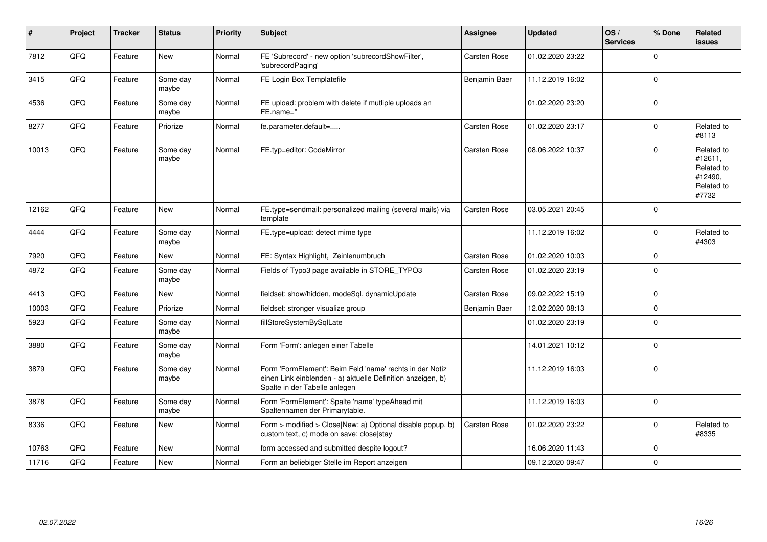| # | Project | Tracker | Status | Priority | Subject | Assignee | Updated | OS / Services | % Done | Related issues |
|---|---|---|---|---|---|---|---|---|---|---|
| 7812 | QFQ | Feature | New | Normal | FE 'Subrecord' - new option 'subrecordShowFilter', 'subrecordPaging' | Carsten Rose | 01.02.2020 23:22 | | 0 | |
| 3415 | QFQ | Feature | Some day maybe | Normal | FE Login Box Templatefile | Benjamin Baer | 11.12.2019 16:02 | | 0 | |
| 4536 | QFQ | Feature | Some day maybe | Normal | FE upload: problem with delete if mutliple uploads an FE.name='' | | 01.02.2020 23:20 | | 0 | |
| 8277 | QFQ | Feature | Priorize | Normal | fe.parameter.default=..... | Carsten Rose | 01.02.2020 23:17 | | 0 | Related to #8113 |
| 10013 | QFQ | Feature | Some day maybe | Normal | FE.typ=editor: CodeMirror | Carsten Rose | 08.06.2022 10:37 | | 0 | Related to #12611, Related to #12490, Related to #7732 |
| 12162 | QFQ | Feature | New | Normal | FE.type=sendmail: personalized mailing (several mails) via template | Carsten Rose | 03.05.2021 20:45 | | 0 | |
| 4444 | QFQ | Feature | Some day maybe | Normal | FE.type=upload: detect mime type | | 11.12.2019 16:02 | | 0 | Related to #4303 |
| 7920 | QFQ | Feature | New | Normal | FE: Syntax Highlight, Zeinlenumbruch | Carsten Rose | 01.02.2020 10:03 | | 0 | |
| 4872 | QFQ | Feature | Some day maybe | Normal | Fields of Typo3 page available in STORE_TYPO3 | Carsten Rose | 01.02.2020 23:19 | | 0 | |
| 4413 | QFQ | Feature | New | Normal | fieldset: show/hidden, modeSql, dynamicUpdate | Carsten Rose | 09.02.2022 15:19 | | 0 | |
| 10003 | QFQ | Feature | Priorize | Normal | fieldset: stronger visualize group | Benjamin Baer | 12.02.2020 08:13 | | 0 | |
| 5923 | QFQ | Feature | Some day maybe | Normal | fillStoreSystemBySqlLate | | 01.02.2020 23:19 | | 0 | |
| 3880 | QFQ | Feature | Some day maybe | Normal | Form 'Form': anlegen einer Tabelle | | 14.01.2021 10:12 | | 0 | |
| 3879 | QFQ | Feature | Some day maybe | Normal | Form 'FormElement': Beim Feld 'name' rechts in der Notiz einen Link einblenden - a) aktuelle Definition anzeigen, b) Spalte in der Tabelle anlegen | | 11.12.2019 16:03 | | 0 | |
| 3878 | QFQ | Feature | Some day maybe | Normal | Form 'FormElement': Spalte 'name' typeAhead mit Spaltennamen der Primarytable. | | 11.12.2019 16:03 | | 0 | |
| 8336 | QFQ | Feature | New | Normal | Form > modified > Close\|New: a) Optional disable popup, b) custom text, c) mode on save: close\|stay | Carsten Rose | 01.02.2020 23:22 | | 0 | Related to #8335 |
| 10763 | QFQ | Feature | New | Normal | form accessed and submitted despite logout? | | 16.06.2020 11:43 | | 0 | |
| 11716 | QFQ | Feature | New | Normal | Form an beliebiger Stelle im Report anzeigen | | 09.12.2020 09:47 | | 0 | |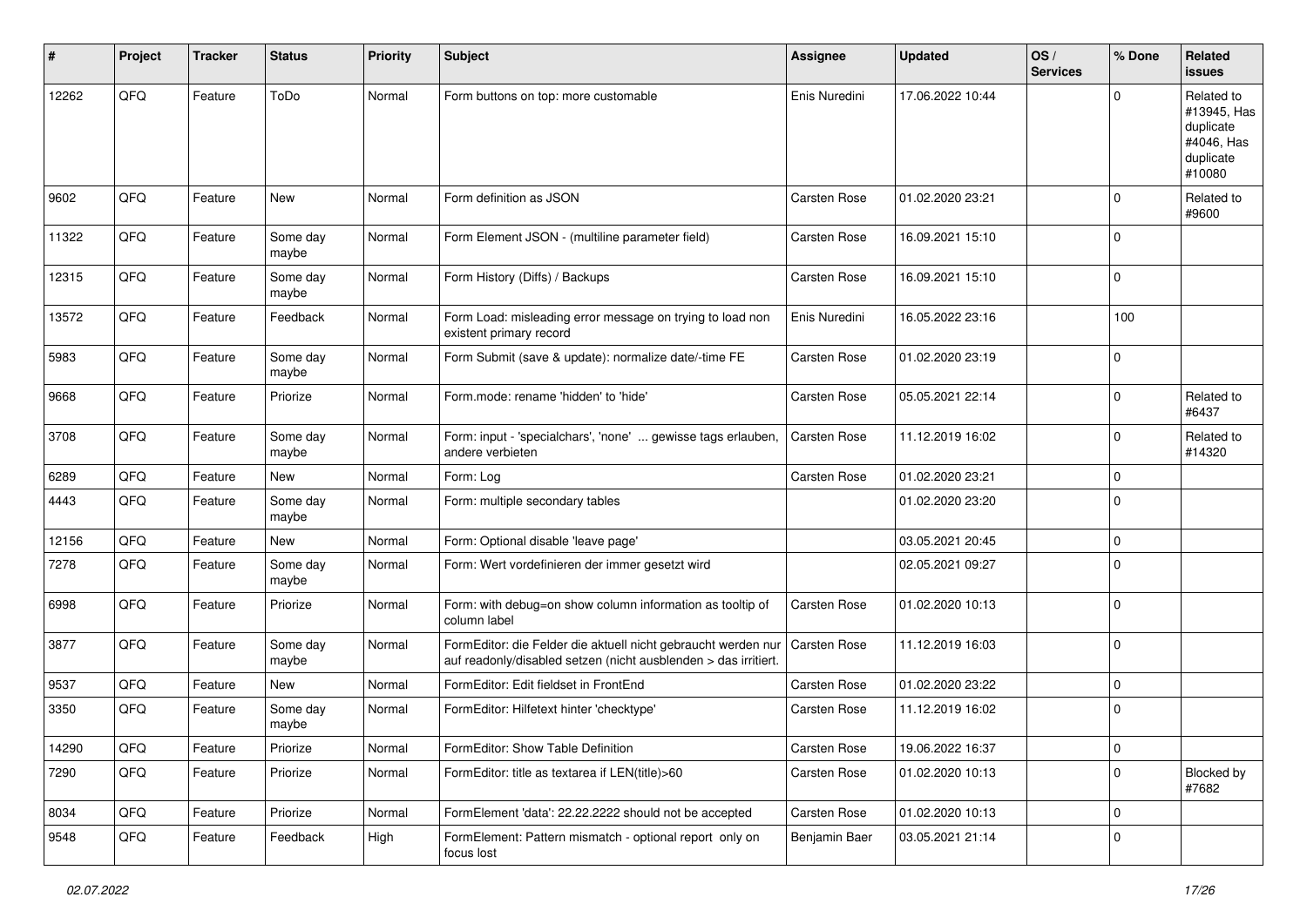| # | Project | Tracker | Status | Priority | Subject | Assignee | Updated | OS / Services | % Done | Related issues |
|---|---|---|---|---|---|---|---|---|---|---|
| 12262 | QFQ | Feature | ToDo | Normal | Form buttons on top: more customable | Enis Nuredini | 17.06.2022 10:44 | | 0 | Related to #13945, Has duplicate #4046, Has duplicate #10080 |
| 9602 | QFQ | Feature | New | Normal | Form definition as JSON | Carsten Rose | 01.02.2020 23:21 | | 0 | Related to #9600 |
| 11322 | QFQ | Feature | Some day maybe | Normal | Form Element JSON - (multiline parameter field) | Carsten Rose | 16.09.2021 15:10 | | 0 | |
| 12315 | QFQ | Feature | Some day maybe | Normal | Form History (Diffs) / Backups | Carsten Rose | 16.09.2021 15:10 | | 0 | |
| 13572 | QFQ | Feature | Feedback | Normal | Form Load: misleading error message on trying to load non existent primary record | Enis Nuredini | 16.05.2022 23:16 | | 100 | |
| 5983 | QFQ | Feature | Some day maybe | Normal | Form Submit (save & update): normalize date/-time FE | Carsten Rose | 01.02.2020 23:19 | | 0 | |
| 9668 | QFQ | Feature | Priorize | Normal | Form.mode: rename 'hidden' to 'hide' | Carsten Rose | 05.05.2021 22:14 | | 0 | Related to #6437 |
| 3708 | QFQ | Feature | Some day maybe | Normal | Form: input - 'specialchars', 'none' ... gewisse tags erlauben, andere verbieten | Carsten Rose | 11.12.2019 16:02 | | 0 | Related to #14320 |
| 6289 | QFQ | Feature | New | Normal | Form: Log | Carsten Rose | 01.02.2020 23:21 | | 0 | |
| 4443 | QFQ | Feature | Some day maybe | Normal | Form: multiple secondary tables | | 01.02.2020 23:20 | | 0 | |
| 12156 | QFQ | Feature | New | Normal | Form: Optional disable 'leave page' | | 03.05.2021 20:45 | | 0 | |
| 7278 | QFQ | Feature | Some day maybe | Normal | Form: Wert vordefinieren der immer gesetzt wird | | 02.05.2021 09:27 | | 0 | |
| 6998 | QFQ | Feature | Priorize | Normal | Form: with debug=on show column information as tooltip of column label | Carsten Rose | 01.02.2020 10:13 | | 0 | |
| 3877 | QFQ | Feature | Some day maybe | Normal | FormEditor: die Felder die aktuell nicht gebraucht werden nur auf readonly/disabled setzen (nicht ausblenden > das irritiert. | Carsten Rose | 11.12.2019 16:03 | | 0 | |
| 9537 | QFQ | Feature | New | Normal | FormEditor: Edit fieldset in FrontEnd | Carsten Rose | 01.02.2020 23:22 | | 0 | |
| 3350 | QFQ | Feature | Some day maybe | Normal | FormEditor: Hilfetext hinter 'checktype' | Carsten Rose | 11.12.2019 16:02 | | 0 | |
| 14290 | QFQ | Feature | Priorize | Normal | FormEditor: Show Table Definition | Carsten Rose | 19.06.2022 16:37 | | 0 | |
| 7290 | QFQ | Feature | Priorize | Normal | FormEditor: title as textarea if LEN(title)>60 | Carsten Rose | 01.02.2020 10:13 | | 0 | Blocked by #7682 |
| 8034 | QFQ | Feature | Priorize | Normal | FormElement 'data': 22.22.2222 should not be accepted | Carsten Rose | 01.02.2020 10:13 | | 0 | |
| 9548 | QFQ | Feature | Feedback | High | FormElement: Pattern mismatch - optional report only on focus lost | Benjamin Baer | 03.05.2021 21:14 | | 0 | |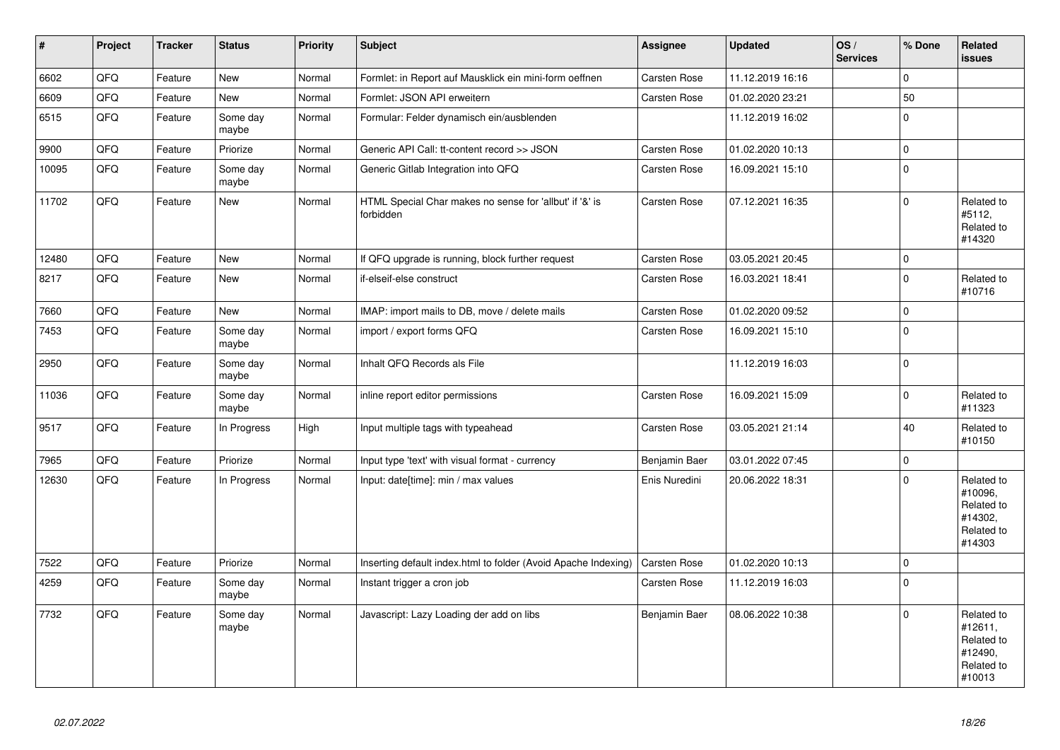| # | Project | Tracker | Status | Priority | Subject | Assignee | Updated | OS / Services | % Done | Related issues |
|---|---|---|---|---|---|---|---|---|---|---|
| 6602 | QFQ | Feature | New | Normal | Formlet: in Report auf Mausklick ein mini-form oeffnen | Carsten Rose | 11.12.2019 16:16 | | 0 | |
| 6609 | QFQ | Feature | New | Normal | Formlet: JSON API erweitern | Carsten Rose | 01.02.2020 23:21 | | 50 | |
| 6515 | QFQ | Feature | Some day maybe | Normal | Formular: Felder dynamisch ein/ausblenden | | 11.12.2019 16:02 | | 0 | |
| 9900 | QFQ | Feature | Priorize | Normal | Generic API Call: tt-content record >> JSON | Carsten Rose | 01.02.2020 10:13 | | 0 | |
| 10095 | QFQ | Feature | Some day maybe | Normal | Generic Gitlab Integration into QFQ | Carsten Rose | 16.09.2021 15:10 | | 0 | |
| 11702 | QFQ | Feature | New | Normal | HTML Special Char makes no sense for 'allbut' if '&' is forbidden | Carsten Rose | 07.12.2021 16:35 | | 0 | Related to #5112, Related to #14320 |
| 12480 | QFQ | Feature | New | Normal | If QFQ upgrade is running, block further request | Carsten Rose | 03.05.2021 20:45 | | 0 | |
| 8217 | QFQ | Feature | New | Normal | if-elseif-else construct | Carsten Rose | 16.03.2021 18:41 | | 0 | Related to #10716 |
| 7660 | QFQ | Feature | New | Normal | IMAP: import mails to DB, move / delete mails | Carsten Rose | 01.02.2020 09:52 | | 0 | |
| 7453 | QFQ | Feature | Some day maybe | Normal | import / export forms QFQ | Carsten Rose | 16.09.2021 15:10 | | 0 | |
| 2950 | QFQ | Feature | Some day maybe | Normal | Inhalt QFQ Records als File | | 11.12.2019 16:03 | | 0 | |
| 11036 | QFQ | Feature | Some day maybe | Normal | inline report editor permissions | Carsten Rose | 16.09.2021 15:09 | | 0 | Related to #11323 |
| 9517 | QFQ | Feature | In Progress | High | Input multiple tags with typeahead | Carsten Rose | 03.05.2021 21:14 | | 40 | Related to #10150 |
| 7965 | QFQ | Feature | Priorize | Normal | Input type 'text' with visual format - currency | Benjamin Baer | 03.01.2022 07:45 | | 0 | |
| 12630 | QFQ | Feature | In Progress | Normal | Input: date[time]: min / max values | Enis Nuredini | 20.06.2022 18:31 | | 0 | Related to #10096, Related to #14302, Related to #14303 |
| 7522 | QFQ | Feature | Priorize | Normal | Inserting default index.html to folder (Avoid Apache Indexing) | Carsten Rose | 01.02.2020 10:13 | | 0 | |
| 4259 | QFQ | Feature | Some day maybe | Normal | Instant trigger a cron job | Carsten Rose | 11.12.2019 16:03 | | 0 | |
| 7732 | QFQ | Feature | Some day maybe | Normal | Javascript: Lazy Loading der add on libs | Benjamin Baer | 08.06.2022 10:38 | | 0 | Related to #12611, Related to #12490, Related to #10013 |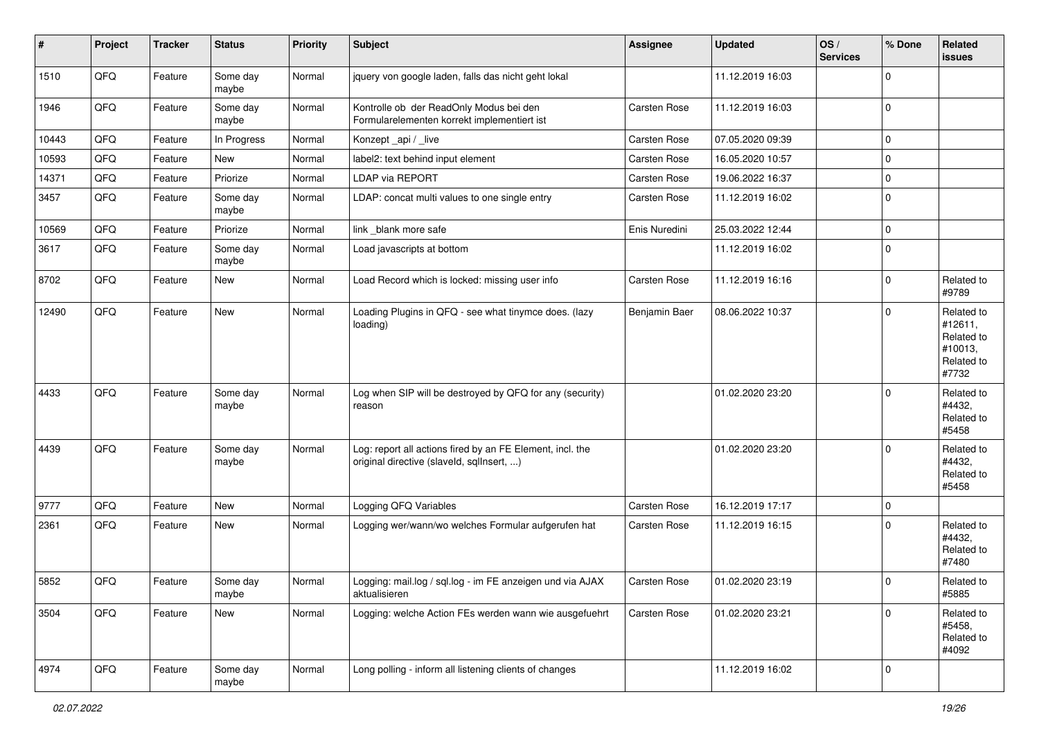| # | Project | Tracker | Status | Priority | Subject | Assignee | Updated | OS / Services | % Done | Related issues |
|---|---|---|---|---|---|---|---|---|---|---|
| 1510 | QFQ | Feature | Some day maybe | Normal | jquery von google laden, falls das nicht geht lokal | | 11.12.2019 16:03 | | 0 | |
| 1946 | QFQ | Feature | Some day maybe | Normal | Kontrolle ob der ReadOnly Modus bei den Formularelementen korrekt implementiert ist | Carsten Rose | 11.12.2019 16:03 | | 0 | |
| 10443 | QFQ | Feature | In Progress | Normal | Konzept _api / _live | Carsten Rose | 07.05.2020 09:39 | | 0 | |
| 10593 | QFQ | Feature | New | Normal | label2: text behind input element | Carsten Rose | 16.05.2020 10:57 | | 0 | |
| 14371 | QFQ | Feature | Priorize | Normal | LDAP via REPORT | Carsten Rose | 19.06.2022 16:37 | | 0 | |
| 3457 | QFQ | Feature | Some day maybe | Normal | LDAP: concat multi values to one single entry | Carsten Rose | 11.12.2019 16:02 | | 0 | |
| 10569 | QFQ | Feature | Priorize | Normal | link _blank more safe | Enis Nuredini | 25.03.2022 12:44 | | 0 | |
| 3617 | QFQ | Feature | Some day maybe | Normal | Load javascripts at bottom | | 11.12.2019 16:02 | | 0 | |
| 8702 | QFQ | Feature | New | Normal | Load Record which is locked: missing user info | Carsten Rose | 11.12.2019 16:16 | | 0 | Related to #9789 |
| 12490 | QFQ | Feature | New | Normal | Loading Plugins in QFQ - see what tinymce does. (lazy loading) | Benjamin Baer | 08.06.2022 10:37 | | 0 | Related to #12611, Related to #10013, Related to #7732 |
| 4433 | QFQ | Feature | Some day maybe | Normal | Log when SIP will be destroyed by QFQ for any (security) reason | | 01.02.2020 23:20 | | 0 | Related to #4432, Related to #5458 |
| 4439 | QFQ | Feature | Some day maybe | Normal | Log: report all actions fired by an FE Element, incl. the original directive (slaveId, sqlInsert, ...) | | 01.02.2020 23:20 | | 0 | Related to #4432, Related to #5458 |
| 9777 | QFQ | Feature | New | Normal | Logging QFQ Variables | Carsten Rose | 16.12.2019 17:17 | | 0 | |
| 2361 | QFQ | Feature | New | Normal | Logging wer/wann/wo welches Formular aufgerufen hat | Carsten Rose | 11.12.2019 16:15 | | 0 | Related to #4432, Related to #7480 |
| 5852 | QFQ | Feature | Some day maybe | Normal | Logging: mail.log / sql.log - im FE anzeigen und via AJAX aktualisieren | Carsten Rose | 01.02.2020 23:19 | | 0 | Related to #5885 |
| 3504 | QFQ | Feature | New | Normal | Logging: welche Action FEs werden wann wie ausgefuehrt | Carsten Rose | 01.02.2020 23:21 | | 0 | Related to #5458, Related to #4092 |
| 4974 | QFQ | Feature | Some day maybe | Normal | Long polling - inform all listening clients of changes | | 11.12.2019 16:02 | | 0 | |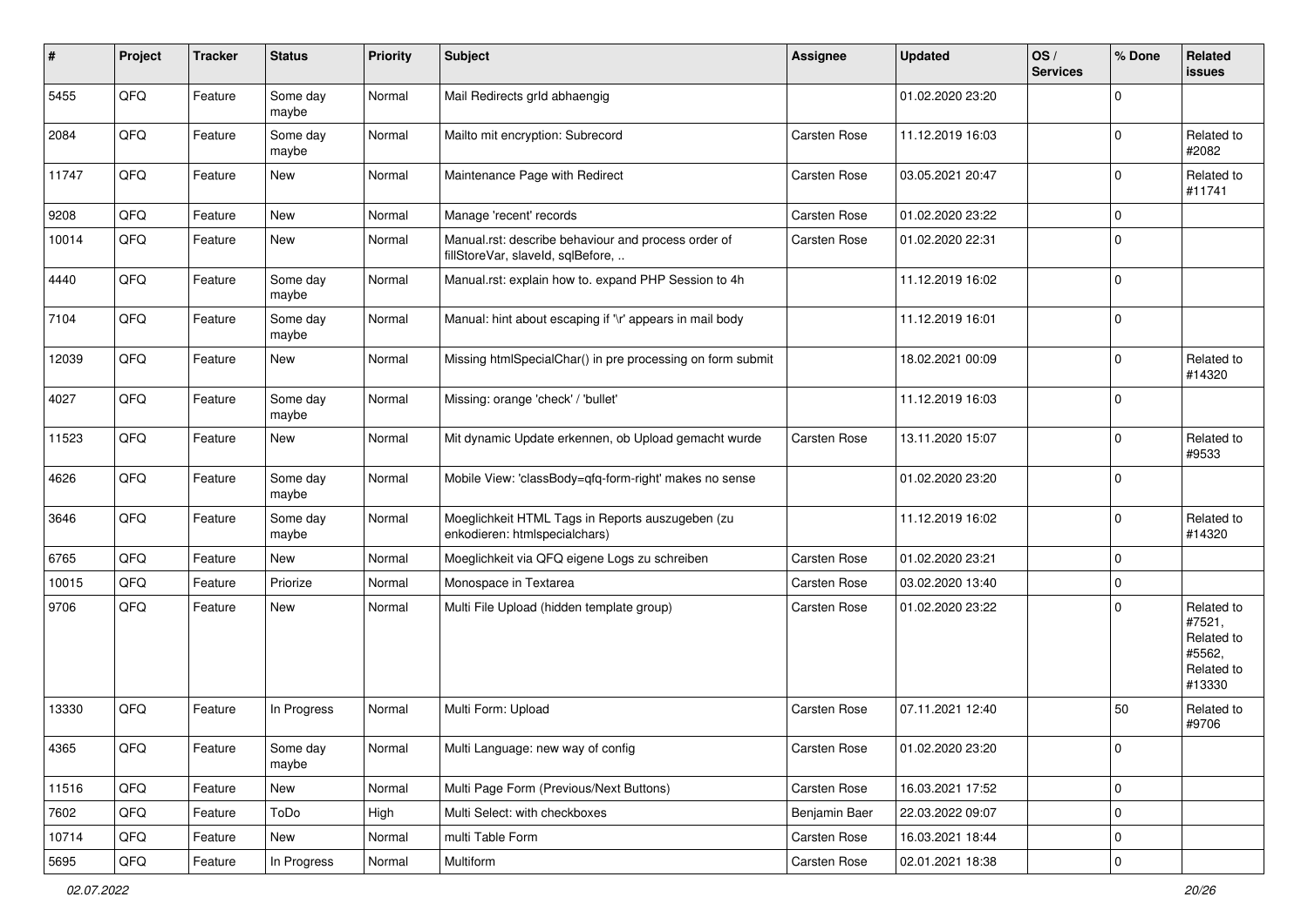| # | Project | Tracker | Status | Priority | Subject | Assignee | Updated | OS / Services | % Done | Related issues |
|---|---|---|---|---|---|---|---|---|---|---|
| 5455 | QFQ | Feature | Some day maybe | Normal | Mail Redirects grId abhaengig | | 01.02.2020 23:20 | | 0 | |
| 2084 | QFQ | Feature | Some day maybe | Normal | Mailto mit encryption: Subrecord | Carsten Rose | 11.12.2019 16:03 | | 0 | Related to #2082 |
| 11747 | QFQ | Feature | New | Normal | Maintenance Page with Redirect | Carsten Rose | 03.05.2021 20:47 | | 0 | Related to #11741 |
| 9208 | QFQ | Feature | New | Normal | Manage 'recent' records | Carsten Rose | 01.02.2020 23:22 | | 0 | |
| 10014 | QFQ | Feature | New | Normal | Manual.rst: describe behaviour and process order of fillStoreVar, slaveId, sqlBefore, .. | Carsten Rose | 01.02.2020 22:31 | | 0 | |
| 4440 | QFQ | Feature | Some day maybe | Normal | Manual.rst: explain how to. expand PHP Session to 4h | | 11.12.2019 16:02 | | 0 | |
| 7104 | QFQ | Feature | Some day maybe | Normal | Manual: hint about escaping if '\r' appears in mail body | | 11.12.2019 16:01 | | 0 | |
| 12039 | QFQ | Feature | New | Normal | Missing htmlSpecialChar() in pre processing on form submit | | 18.02.2021 00:09 | | 0 | Related to #14320 |
| 4027 | QFQ | Feature | Some day maybe | Normal | Missing: orange 'check' / 'bullet' | | 11.12.2019 16:03 | | 0 | |
| 11523 | QFQ | Feature | New | Normal | Mit dynamic Update erkennen, ob Upload gemacht wurde | Carsten Rose | 13.11.2020 15:07 | | 0 | Related to #9533 |
| 4626 | QFQ | Feature | Some day maybe | Normal | Mobile View: 'classBody=qfq-form-right' makes no sense | | 01.02.2020 23:20 | | 0 | |
| 3646 | QFQ | Feature | Some day maybe | Normal | Moeglichkeit HTML Tags in Reports auszugeben (zu enkodieren: htmlspecialchars) | | 11.12.2019 16:02 | | 0 | Related to #14320 |
| 6765 | QFQ | Feature | New | Normal | Moeglichkeit via QFQ eigene Logs zu schreiben | Carsten Rose | 01.02.2020 23:21 | | 0 | |
| 10015 | QFQ | Feature | Priorize | Normal | Monospace in Textarea | Carsten Rose | 03.02.2020 13:40 | | 0 | |
| 9706 | QFQ | Feature | New | Normal | Multi File Upload (hidden template group) | Carsten Rose | 01.02.2020 23:22 | | 0 | Related to #7521, Related to #5562, Related to #13330 |
| 13330 | QFQ | Feature | In Progress | Normal | Multi Form: Upload | Carsten Rose | 07.11.2021 12:40 | | 50 | Related to #9706 |
| 4365 | QFQ | Feature | Some day maybe | Normal | Multi Language: new way of config | Carsten Rose | 01.02.2020 23:20 | | 0 | |
| 11516 | QFQ | Feature | New | Normal | Multi Page Form (Previous/Next Buttons) | Carsten Rose | 16.03.2021 17:52 | | 0 | |
| 7602 | QFQ | Feature | ToDo | High | Multi Select: with checkboxes | Benjamin Baer | 22.03.2022 09:07 | | 0 | |
| 10714 | QFQ | Feature | New | Normal | multi Table Form | Carsten Rose | 16.03.2021 18:44 | | 0 | |
| 5695 | QFQ | Feature | In Progress | Normal | Multiform | Carsten Rose | 02.01.2021 18:38 | | 0 | |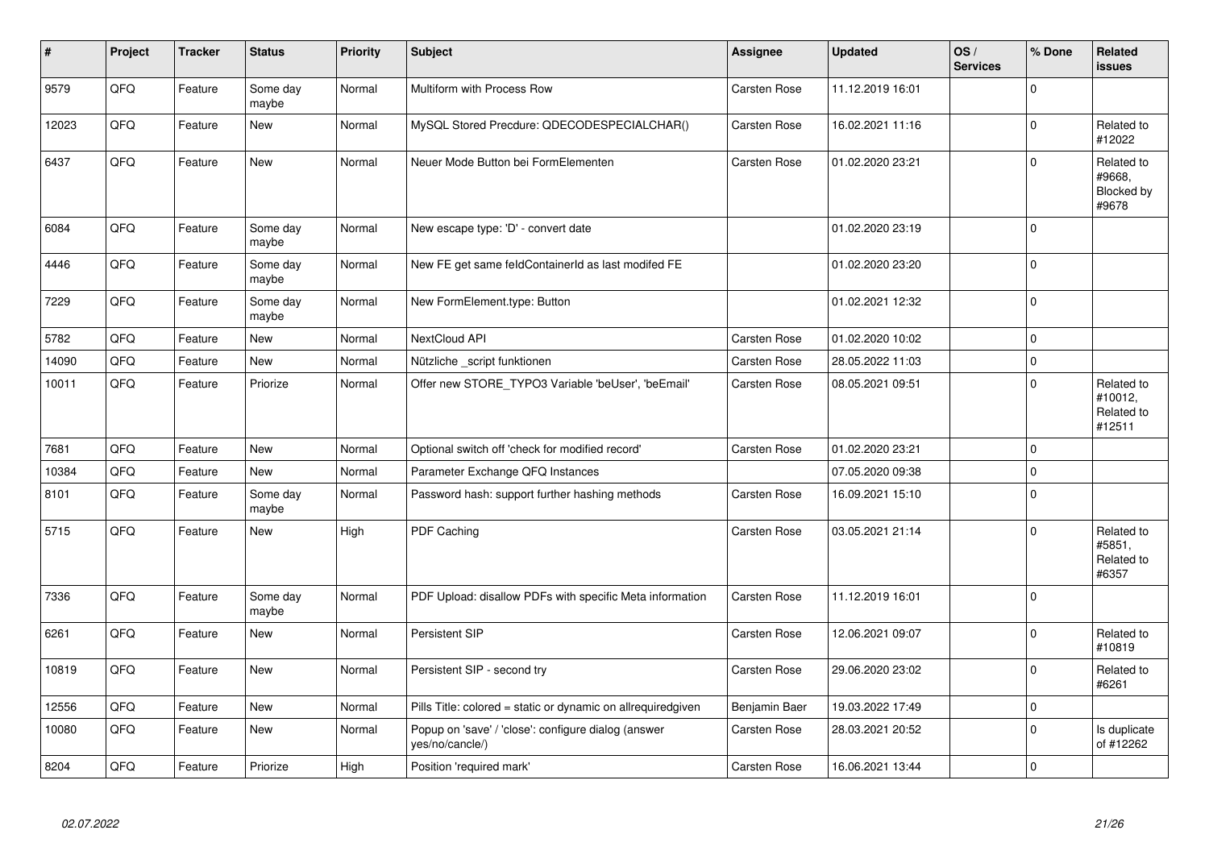| # | Project | Tracker | Status | Priority | Subject | Assignee | Updated | OS / Services | % Done | Related issues |
|---|---|---|---|---|---|---|---|---|---|---|
| 9579 | QFQ | Feature | Some day maybe | Normal | Multiform with Process Row | Carsten Rose | 11.12.2019 16:01 | | 0 | |
| 12023 | QFQ | Feature | New | Normal | MySQL Stored Precdure: QDECODESPECIALCHAR() | Carsten Rose | 16.02.2021 11:16 | | 0 | Related to #12022 |
| 6437 | QFQ | Feature | New | Normal | Neuer Mode Button bei FormElementen | Carsten Rose | 01.02.2020 23:21 | | 0 | Related to #9668, Blocked by #9678 |
| 6084 | QFQ | Feature | Some day maybe | Normal | New escape type: 'D' - convert date | | 01.02.2020 23:19 | | 0 | |
| 4446 | QFQ | Feature | Some day maybe | Normal | New FE get same feldContainerId as last modifed FE | | 01.02.2020 23:20 | | 0 | |
| 7229 | QFQ | Feature | Some day maybe | Normal | New FormElement.type: Button | | 01.02.2021 12:32 | | 0 | |
| 5782 | QFQ | Feature | New | Normal | NextCloud API | Carsten Rose | 01.02.2020 10:02 | | 0 | |
| 14090 | QFQ | Feature | New | Normal | Nützliche _script funktionen | Carsten Rose | 28.05.2022 11:03 | | 0 | |
| 10011 | QFQ | Feature | Priorize | Normal | Offer new STORE_TYPO3 Variable 'beUser', 'beEmail' | Carsten Rose | 08.05.2021 09:51 | | 0 | Related to #10012, Related to #12511 |
| 7681 | QFQ | Feature | New | Normal | Optional switch off 'check for modified record' | Carsten Rose | 01.02.2020 23:21 | | 0 | |
| 10384 | QFQ | Feature | New | Normal | Parameter Exchange QFQ Instances | | 07.05.2020 09:38 | | 0 | |
| 8101 | QFQ | Feature | Some day maybe | Normal | Password hash: support further hashing methods | Carsten Rose | 16.09.2021 15:10 | | 0 | |
| 5715 | QFQ | Feature | New | High | PDF Caching | Carsten Rose | 03.05.2021 21:14 | | 0 | Related to #5851, Related to #6357 |
| 7336 | QFQ | Feature | Some day maybe | Normal | PDF Upload: disallow PDFs with specific Meta information | Carsten Rose | 11.12.2019 16:01 | | 0 | |
| 6261 | QFQ | Feature | New | Normal | Persistent SIP | Carsten Rose | 12.06.2021 09:07 | | 0 | Related to #10819 |
| 10819 | QFQ | Feature | New | Normal | Persistent SIP - second try | Carsten Rose | 29.06.2020 23:02 | | 0 | Related to #6261 |
| 12556 | QFQ | Feature | New | Normal | Pills Title: colored = static or dynamic on allrequiredgiven | Benjamin Baer | 19.03.2022 17:49 | | 0 | |
| 10080 | QFQ | Feature | New | Normal | Popup on 'save' / 'close': configure dialog (answer yes/no/cancle/) | Carsten Rose | 28.03.2021 20:52 | | 0 | Is duplicate of #12262 |
| 8204 | QFQ | Feature | Priorize | High | Position 'required mark' | Carsten Rose | 16.06.2021 13:44 | | 0 | |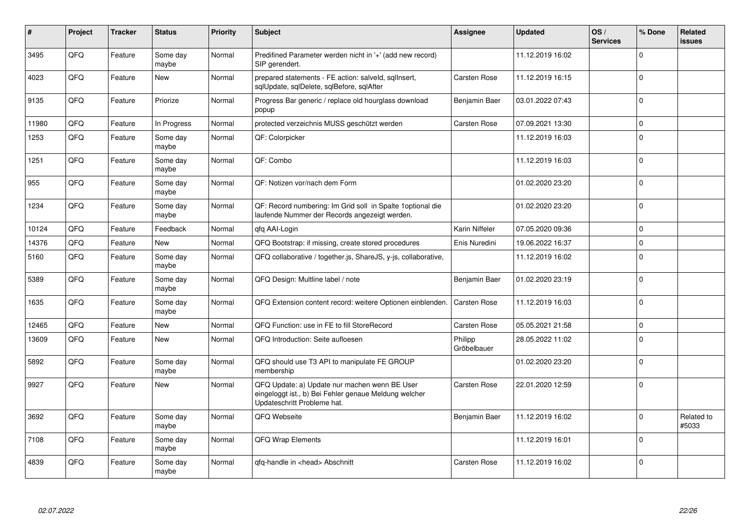| # | Project | Tracker | Status | Priority | Subject | Assignee | Updated | OS / Services | % Done | Related issues |
|---|---|---|---|---|---|---|---|---|---|---|
| 3495 | QFQ | Feature | Some day maybe | Normal | Predifined Parameter werden nicht in '+' (add new record) SIP gerendert. | | 11.12.2019 16:02 | | 0 | |
| 4023 | QFQ | Feature | New | Normal | prepared statements - FE action: salveld, sqlInsert, sqlUpdate, sqlDelete, sqlBefore, sqlAfter | Carsten Rose | 11.12.2019 16:15 | | 0 | |
| 9135 | QFQ | Feature | Priorize | Normal | Progress Bar generic / replace old hourglass download popup | Benjamin Baer | 03.01.2022 07:43 | | 0 | |
| 11980 | QFQ | Feature | In Progress | Normal | protected verzeichnis MUSS geschützt werden | Carsten Rose | 07.09.2021 13:30 | | 0 | |
| 1253 | QFQ | Feature | Some day maybe | Normal | QF: Colorpicker | | 11.12.2019 16:03 | | 0 | |
| 1251 | QFQ | Feature | Some day maybe | Normal | QF: Combo | | 11.12.2019 16:03 | | 0 | |
| 955 | QFQ | Feature | Some day maybe | Normal | QF: Notizen vor/nach dem Form | | 01.02.2020 23:20 | | 0 | |
| 1234 | QFQ | Feature | Some day maybe | Normal | QF: Record numbering: Im Grid soll in Spalte 1optional die laufende Nummer der Records angezeigt werden. | | 01.02.2020 23:20 | | 0 | |
| 10124 | QFQ | Feature | Feedback | Normal | qfq AAI-Login | Karin Niffeler | 07.05.2020 09:36 | | 0 | |
| 14376 | QFQ | Feature | New | Normal | QFQ Bootstrap: if missing, create stored procedures | Enis Nuredini | 19.06.2022 16:37 | | 0 | |
| 5160 | QFQ | Feature | Some day maybe | Normal | QFQ collaborative / together.js, ShareJS, y-js, collaborative, | | 11.12.2019 16:02 | | 0 | |
| 5389 | QFQ | Feature | Some day maybe | Normal | QFQ Design: Multline label / note | Benjamin Baer | 01.02.2020 23:19 | | 0 | |
| 1635 | QFQ | Feature | Some day maybe | Normal | QFQ Extension content record: weitere Optionen einblenden. | Carsten Rose | 11.12.2019 16:03 | | 0 | |
| 12465 | QFQ | Feature | New | Normal | QFQ Function: use in FE to fill StoreRecord | Carsten Rose | 05.05.2021 21:58 | | 0 | |
| 13609 | QFQ | Feature | New | Normal | QFQ Introduction: Seite aufloesen | Philipp Gröbelbauer | 28.05.2022 11:02 | | 0 | |
| 5892 | QFQ | Feature | Some day maybe | Normal | QFQ should use T3 API to manipulate FE GROUP membership | | 01.02.2020 23:20 | | 0 | |
| 9927 | QFQ | Feature | New | Normal | QFQ Update: a) Update nur machen wenn BE User eingeloggt ist., b) Bei Fehler genaue Meldung welcher Updateschritt Probleme hat. | Carsten Rose | 22.01.2020 12:59 | | 0 | |
| 3692 | QFQ | Feature | Some day maybe | Normal | QFQ Webseite | Benjamin Baer | 11.12.2019 16:02 | | 0 | Related to #5033 |
| 7108 | QFQ | Feature | Some day maybe | Normal | QFQ Wrap Elements | | 11.12.2019 16:01 | | 0 | |
| 4839 | QFQ | Feature | Some day maybe | Normal | qfq-handle in <head> Abschnitt | Carsten Rose | 11.12.2019 16:02 | | 0 | |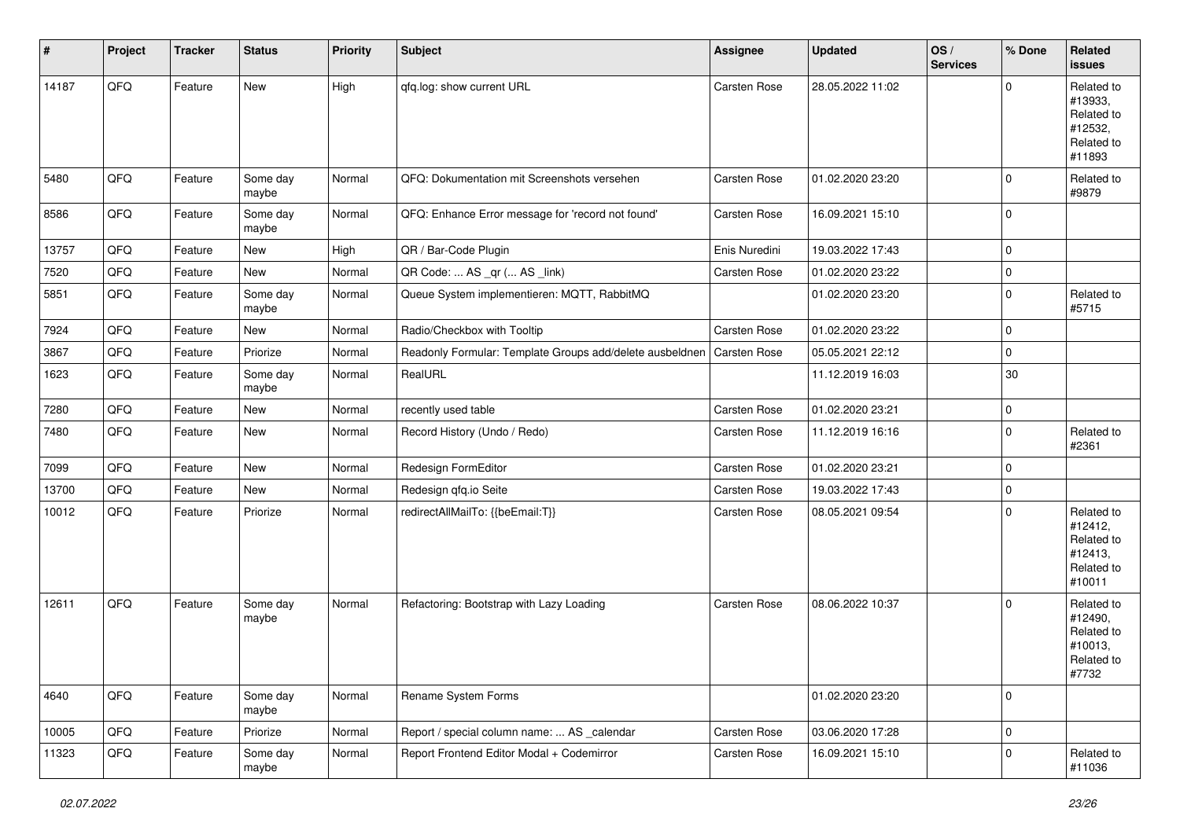| # | Project | Tracker | Status | Priority | Subject | Assignee | Updated | OS / Services | % Done | Related issues |
|---|---|---|---|---|---|---|---|---|---|---|
| 14187 | QFQ | Feature | New | High | qfq.log: show current URL | Carsten Rose | 28.05.2022 11:02 | | 0 | Related to #13933, Related to #12532, Related to #11893 |
| 5480 | QFQ | Feature | Some day maybe | Normal | QFQ: Dokumentation mit Screenshots versehen | Carsten Rose | 01.02.2020 23:20 | | 0 | Related to #9879 |
| 8586 | QFQ | Feature | Some day maybe | Normal | QFQ: Enhance Error message for 'record not found' | Carsten Rose | 16.09.2021 15:10 | | 0 | |
| 13757 | QFQ | Feature | New | High | QR / Bar-Code Plugin | Enis Nuredini | 19.03.2022 17:43 | | 0 | |
| 7520 | QFQ | Feature | New | Normal | QR Code: ... AS _qr ( ... AS _link) | Carsten Rose | 01.02.2020 23:22 | | 0 | |
| 5851 | QFQ | Feature | Some day maybe | Normal | Queue System implementieren: MQTT, RabbitMQ | | 01.02.2020 23:20 | | 0 | Related to #5715 |
| 7924 | QFQ | Feature | New | Normal | Radio/Checkbox with Tooltip | Carsten Rose | 01.02.2020 23:22 | | 0 | |
| 3867 | QFQ | Feature | Priorize | Normal | Readonly Formular: Template Groups add/delete ausbeldnen | Carsten Rose | 05.05.2021 22:12 | | 0 | |
| 1623 | QFQ | Feature | Some day maybe | Normal | RealURL | | 11.12.2019 16:03 | | 30 | |
| 7280 | QFQ | Feature | New | Normal | recently used table | Carsten Rose | 01.02.2020 23:21 | | 0 | |
| 7480 | QFQ | Feature | New | Normal | Record History (Undo / Redo) | Carsten Rose | 11.12.2019 16:16 | | 0 | Related to #2361 |
| 7099 | QFQ | Feature | New | Normal | Redesign FormEditor | Carsten Rose | 01.02.2020 23:21 | | 0 | |
| 13700 | QFQ | Feature | New | Normal | Redesign qfq.io Seite | Carsten Rose | 19.03.2022 17:43 | | 0 | |
| 10012 | QFQ | Feature | Priorize | Normal | redirectAllMailTo: {{beEmail:T}} | Carsten Rose | 08.05.2021 09:54 | | 0 | Related to #12412, Related to #12413, Related to #10011 |
| 12611 | QFQ | Feature | Some day maybe | Normal | Refactoring: Bootstrap with Lazy Loading | Carsten Rose | 08.06.2022 10:37 | | 0 | Related to #12490, Related to #10013, Related to #7732 |
| 4640 | QFQ | Feature | Some day maybe | Normal | Rename System Forms | | 01.02.2020 23:20 | | 0 | |
| 10005 | QFQ | Feature | Priorize | Normal | Report / special column name: ... AS _calendar | Carsten Rose | 03.06.2020 17:28 | | 0 | |
| 11323 | QFQ | Feature | Some day maybe | Normal | Report Frontend Editor Modal + Codemirror | Carsten Rose | 16.09.2021 15:10 | | 0 | Related to #11036 |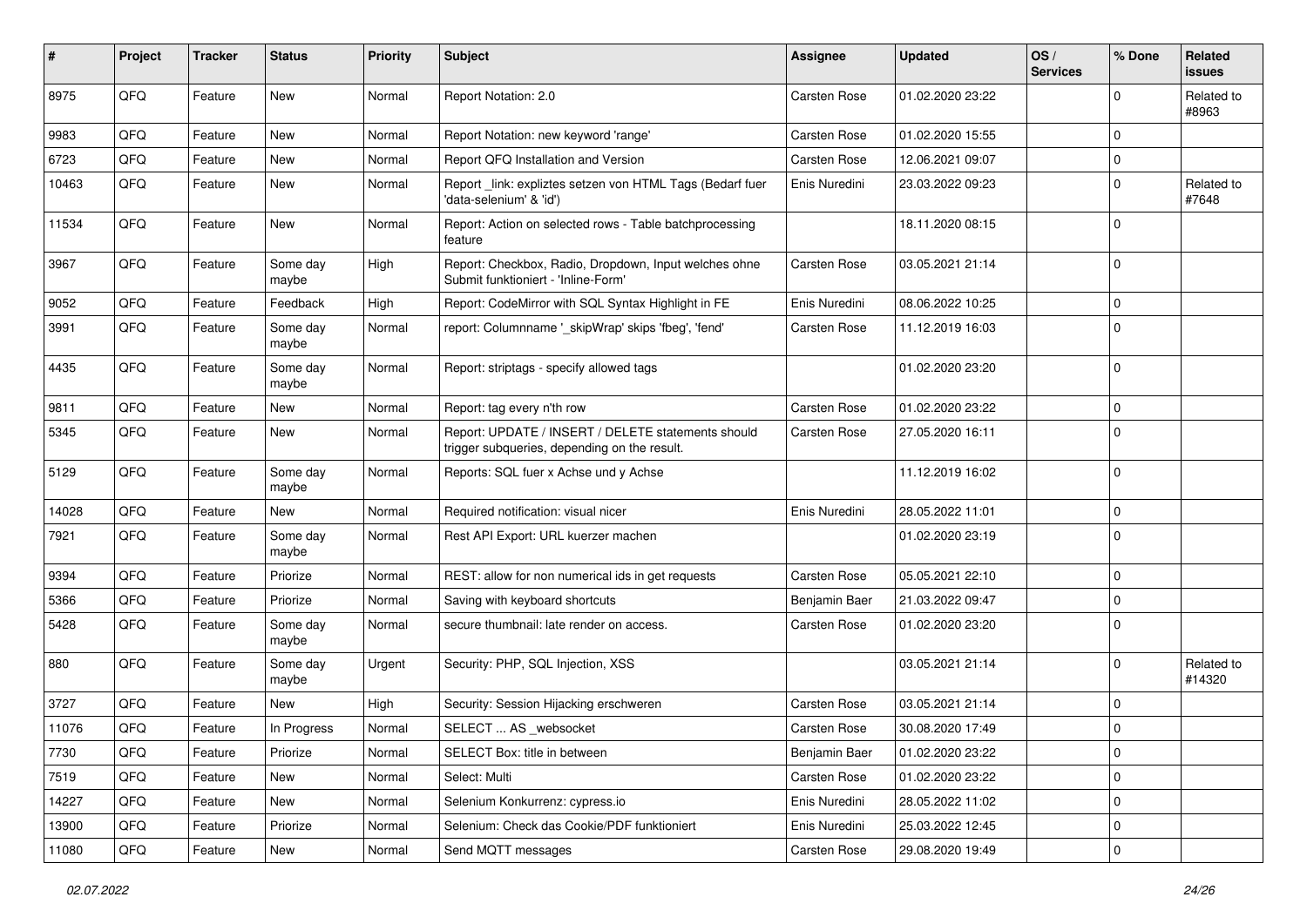| # | Project | Tracker | Status | Priority | Subject | Assignee | Updated | OS / Services | % Done | Related issues |
|---|---|---|---|---|---|---|---|---|---|---|
| 8975 | QFQ | Feature | New | Normal | Report Notation: 2.0 | Carsten Rose | 01.02.2020 23:22 | | 0 | Related to #8963 |
| 9983 | QFQ | Feature | New | Normal | Report Notation: new keyword 'range' | Carsten Rose | 01.02.2020 15:55 | | 0 | |
| 6723 | QFQ | Feature | New | Normal | Report QFQ Installation and Version | Carsten Rose | 12.06.2021 09:07 | | 0 | |
| 10463 | QFQ | Feature | New | Normal | Report _link: expliztes setzen von HTML Tags (Bedarf fuer 'data-selenium' & 'id') | Enis Nuredini | 23.03.2022 09:23 | | 0 | Related to #7648 |
| 11534 | QFQ | Feature | New | Normal | Report: Action on selected rows - Table batchprocessing feature | | 18.11.2020 08:15 | | 0 | |
| 3967 | QFQ | Feature | Some day maybe | High | Report: Checkbox, Radio, Dropdown, Input welches ohne Submit funktioniert - 'Inline-Form' | Carsten Rose | 03.05.2021 21:14 | | 0 | |
| 9052 | QFQ | Feature | Feedback | High | Report: CodeMirror with SQL Syntax Highlight in FE | Enis Nuredini | 08.06.2022 10:25 | | 0 | |
| 3991 | QFQ | Feature | Some day maybe | Normal | report: Columnname '_skipWrap' skips 'fbeg', 'fend' | Carsten Rose | 11.12.2019 16:03 | | 0 | |
| 4435 | QFQ | Feature | Some day maybe | Normal | Report: striptags - specify allowed tags | | 01.02.2020 23:20 | | 0 | |
| 9811 | QFQ | Feature | New | Normal | Report: tag every n'th row | Carsten Rose | 01.02.2020 23:22 | | 0 | |
| 5345 | QFQ | Feature | New | Normal | Report: UPDATE / INSERT / DELETE statements should trigger subqueries, depending on the result. | Carsten Rose | 27.05.2020 16:11 | | 0 | |
| 5129 | QFQ | Feature | Some day maybe | Normal | Reports: SQL fuer x Achse und y Achse | | 11.12.2019 16:02 | | 0 | |
| 14028 | QFQ | Feature | New | Normal | Required notification: visual nicer | Enis Nuredini | 28.05.2022 11:01 | | 0 | |
| 7921 | QFQ | Feature | Some day maybe | Normal | Rest API Export: URL kuerzer machen | | 01.02.2020 23:19 | | 0 | |
| 9394 | QFQ | Feature | Priorize | Normal | REST: allow for non numerical ids in get requests | Carsten Rose | 05.05.2021 22:10 | | 0 | |
| 5366 | QFQ | Feature | Priorize | Normal | Saving with keyboard shortcuts | Benjamin Baer | 21.03.2022 09:47 | | 0 | |
| 5428 | QFQ | Feature | Some day maybe | Normal | secure thumbnail: late render on access. | Carsten Rose | 01.02.2020 23:20 | | 0 | |
| 880 | QFQ | Feature | Some day maybe | Urgent | Security: PHP, SQL Injection, XSS | | 03.05.2021 21:14 | | 0 | Related to #14320 |
| 3727 | QFQ | Feature | New | High | Security: Session Hijacking erschweren | Carsten Rose | 03.05.2021 21:14 | | 0 | |
| 11076 | QFQ | Feature | In Progress | Normal | SELECT ... AS _websocket | Carsten Rose | 30.08.2020 17:49 | | 0 | |
| 7730 | QFQ | Feature | Priorize | Normal | SELECT Box: title in between | Benjamin Baer | 01.02.2020 23:22 | | 0 | |
| 7519 | QFQ | Feature | New | Normal | Select: Multi | Carsten Rose | 01.02.2020 23:22 | | 0 | |
| 14227 | QFQ | Feature | New | Normal | Selenium Konkurrenz: cypress.io | Enis Nuredini | 28.05.2022 11:02 | | 0 | |
| 13900 | QFQ | Feature | Priorize | Normal | Selenium: Check das Cookie/PDF funktioniert | Enis Nuredini | 25.03.2022 12:45 | | 0 | |
| 11080 | QFQ | Feature | New | Normal | Send MQTT messages | Carsten Rose | 29.08.2020 19:49 | | 0 | |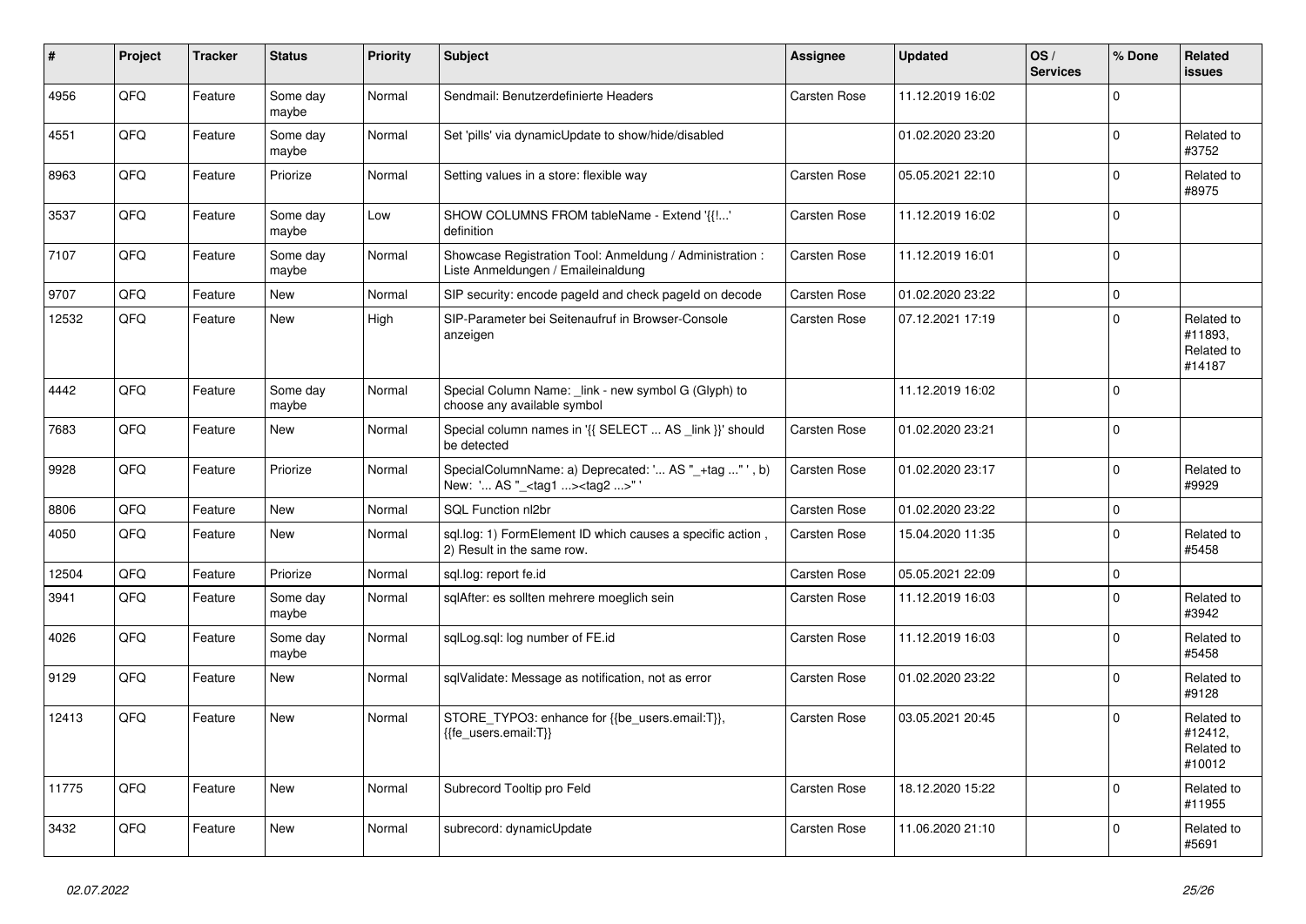| # | Project | Tracker | Status | Priority | Subject | Assignee | Updated | OS / Services | % Done | Related issues |
|---|---|---|---|---|---|---|---|---|---|---|
| 4956 | QFQ | Feature | Some day maybe | Normal | Sendmail: Benutzerdefinierte Headers | Carsten Rose | 11.12.2019 16:02 | | 0 | |
| 4551 | QFQ | Feature | Some day maybe | Normal | Set 'pills' via dynamicUpdate to show/hide/disabled | | 01.02.2020 23:20 | | 0 | Related to #3752 |
| 8963 | QFQ | Feature | Priorize | Normal | Setting values in a store: flexible way | Carsten Rose | 05.05.2021 22:10 | | 0 | Related to #8975 |
| 3537 | QFQ | Feature | Some day maybe | Low | SHOW COLUMNS FROM tableName - Extend '{{!...' definition | Carsten Rose | 11.12.2019 16:02 | | 0 | |
| 7107 | QFQ | Feature | Some day maybe | Normal | Showcase Registration Tool: Anmeldung / Administration : Liste Anmeldungen / Emaileinaldung | Carsten Rose | 11.12.2019 16:01 | | 0 | |
| 9707 | QFQ | Feature | New | Normal | SIP security: encode pageId and check pageId on decode | Carsten Rose | 01.02.2020 23:22 | | 0 | |
| 12532 | QFQ | Feature | New | High | SIP-Parameter bei Seitenaufruf in Browser-Console anzeigen | Carsten Rose | 07.12.2021 17:19 | | 0 | Related to #11893, Related to #14187 |
| 4442 | QFQ | Feature | Some day maybe | Normal | Special Column Name: _link - new symbol G (Glyph) to choose any available symbol | | 11.12.2019 16:02 | | 0 | |
| 7683 | QFQ | Feature | New | Normal | Special column names in '{{ SELECT ... AS _link }}' should be detected | Carsten Rose | 01.02.2020 23:21 | | 0 | |
| 9928 | QFQ | Feature | Priorize | Normal | SpecialColumnName: a) Deprecated: '... AS "_+tag ..." ', b) New: '... AS "_<tag1 ...><tag2 ...>" ' | Carsten Rose | 01.02.2020 23:17 | | 0 | Related to #9929 |
| 8806 | QFQ | Feature | New | Normal | SQL Function nl2br | Carsten Rose | 01.02.2020 23:22 | | 0 | |
| 4050 | QFQ | Feature | New | Normal | sql.log: 1) FormElement ID which causes a specific action , 2) Result in the same row. | Carsten Rose | 15.04.2020 11:35 | | 0 | Related to #5458 |
| 12504 | QFQ | Feature | Priorize | Normal | sql.log: report fe.id | Carsten Rose | 05.05.2021 22:09 | | 0 | |
| 3941 | QFQ | Feature | Some day maybe | Normal | sqlAfter: es sollten mehrere moeglich sein | Carsten Rose | 11.12.2019 16:03 | | 0 | Related to #3942 |
| 4026 | QFQ | Feature | Some day maybe | Normal | sqlLog.sql: log number of FE.id | Carsten Rose | 11.12.2019 16:03 | | 0 | Related to #5458 |
| 9129 | QFQ | Feature | New | Normal | sqlValidate: Message as notification, not as error | Carsten Rose | 01.02.2020 23:22 | | 0 | Related to #9128 |
| 12413 | QFQ | Feature | New | Normal | STORE_TYPO3: enhance for {{be_users.email:T}}, {{fe_users.email:T}} | Carsten Rose | 03.05.2021 20:45 | | 0 | Related to #12412, Related to #10012 |
| 11775 | QFQ | Feature | New | Normal | Subrecord Tooltip pro Feld | Carsten Rose | 18.12.2020 15:22 | | 0 | Related to #11955 |
| 3432 | QFQ | Feature | New | Normal | subrecord: dynamicUpdate | Carsten Rose | 11.06.2020 21:10 | | 0 | Related to #5691 |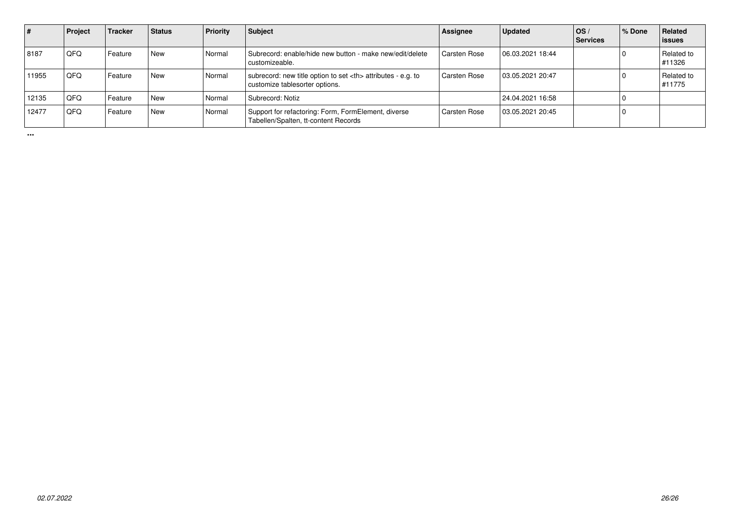| # | Project | Tracker | Status | Priority | Subject | Assignee | Updated | OS / Services | % Done | Related issues |
|---|---|---|---|---|---|---|---|---|---|---|
| 8187 | QFQ | Feature | New | Normal | Subrecord: enable/hide new button - make new/edit/delete customizeable. | Carsten Rose | 06.03.2021 18:44 | | 0 | Related to #11326 |
| 11955 | QFQ | Feature | New | Normal | subrecord: new title option to set <th> attributes - e.g. to customize tablesorter options. | Carsten Rose | 03.05.2021 20:47 | | 0 | Related to #11775 |
| 12135 | QFQ | Feature | New | Normal | Subrecord: Notiz | | 24.04.2021 16:58 | | 0 | |
| 12477 | QFQ | Feature | New | Normal | Support for refactoring: Form, FormElement, diverse Tabellen/Spalten, tt-content Records | Carsten Rose | 03.05.2021 20:45 | | 0 | |

...